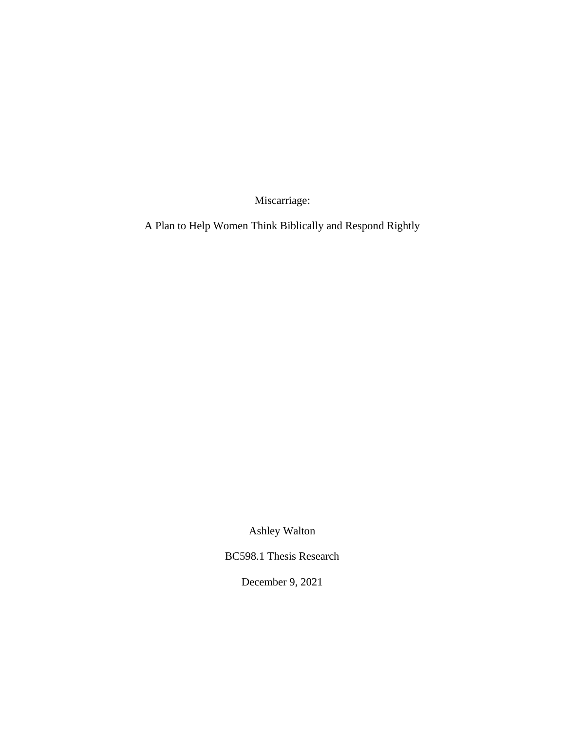# Miscarriage:

## A Plan to Help Women Think Biblically and Respond Rightly

Ashley Walton

BC598.1 Thesis Research

December 9, 2021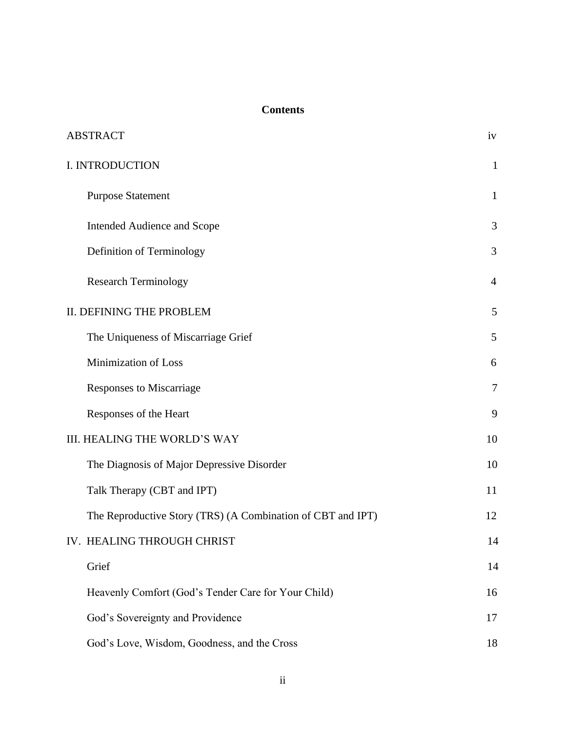**Contents**

| | |
|---|---|
| ABSTRACT | iv |
| I. INTRODUCTION | 1 |
| Purpose Statement | 1 |
| Intended Audience and Scope | 3 |
| Definition of Terminology | 3 |
| Research Terminology | 4 |
| II. DEFINING THE PROBLEM | 5 |
| The Uniqueness of Miscarriage Grief | 5 |
| Minimization of Loss | 6 |
| Responses to Miscarriage | 7 |
| Responses of the Heart | 9 |
| III. HEALING THE WORLD'S WAY | 10 |
| The Diagnosis of Major Depressive Disorder | 10 |
| Talk Therapy (CBT and IPT) | 11 |
| The Reproductive Story (TRS) (A Combination of CBT and IPT) | 12 |
| IV. HEALING THROUGH CHRIST | 14 |
| Grief | 14 |
| Heavenly Comfort (God's Tender Care for Your Child) | 16 |
| God's Sovereignty and Providence | 17 |
| God's Love, Wisdom, Goodness, and the Cross | 18 |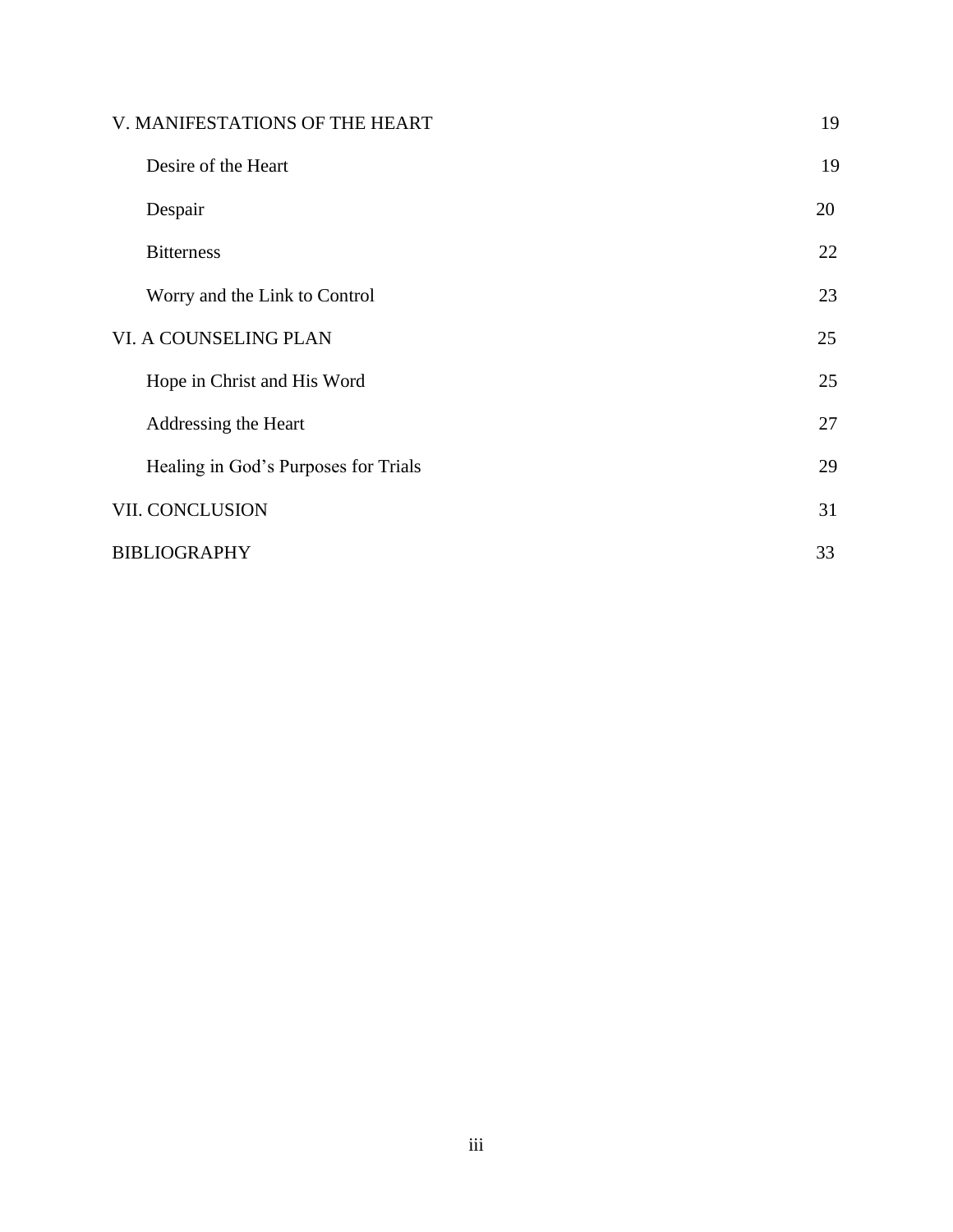| | |
|---|---|
| V. MANIFESTATIONS OF THE HEART | 19 |
| Desire of the Heart | 19 |
| Despair | 20 |
| Bitterness | 22 |
| Worry and the Link to Control | 23 |
| VI. A COUNSELING PLAN | 25 |
| Hope in Christ and His Word | 25 |
| Addressing the Heart | 27 |
| Healing in God's Purposes for Trials | 29 |
| VII. CONCLUSION | 31 |
| BIBLIOGRAPHY | 33 |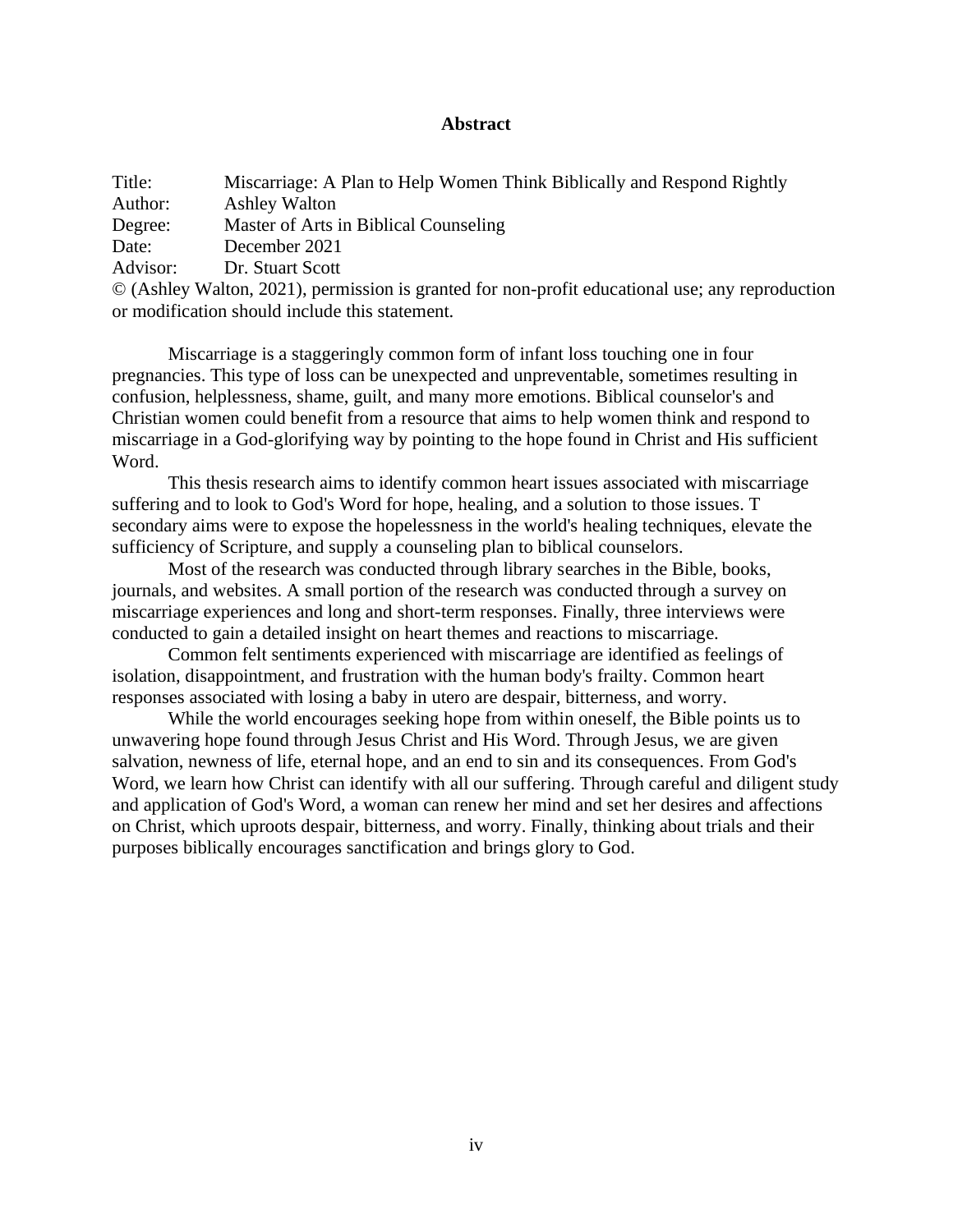# Abstract

Title: Miscarriage: A Plan to Help Women Think Biblically and Respond Rightly
Author: Ashley Walton
Degree: Master of Arts in Biblical Counseling
Date: December 2021
Advisor: Dr. Stuart Scott
© (Ashley Walton, 2021), permission is granted for non-profit educational use; any reproduction or modification should include this statement.

Miscarriage is a staggeringly common form of infant loss touching one in four pregnancies. This type of loss can be unexpected and unpreventable, sometimes resulting in confusion, helplessness, shame, guilt, and many more emotions. Biblical counselor's and Christian women could benefit from a resource that aims to help women think and respond to miscarriage in a God-glorifying way by pointing to the hope found in Christ and His sufficient Word.

This thesis research aims to identify common heart issues associated with miscarriage suffering and to look to God's Word for hope, healing, and a solution to those issues. T secondary aims were to expose the hopelessness in the world's healing techniques, elevate the sufficiency of Scripture, and supply a counseling plan to biblical counselors.

Most of the research was conducted through library searches in the Bible, books, journals, and websites. A small portion of the research was conducted through a survey on miscarriage experiences and long and short-term responses. Finally, three interviews were conducted to gain a detailed insight on heart themes and reactions to miscarriage.

Common felt sentiments experienced with miscarriage are identified as feelings of isolation, disappointment, and frustration with the human body's frailty. Common heart responses associated with losing a baby in utero are despair, bitterness, and worry.

While the world encourages seeking hope from within oneself, the Bible points us to unwavering hope found through Jesus Christ and His Word. Through Jesus, we are given salvation, newness of life, eternal hope, and an end to sin and its consequences. From God's Word, we learn how Christ can identify with all our suffering. Through careful and diligent study and application of God's Word, a woman can renew her mind and set her desires and affections on Christ, which uproots despair, bitterness, and worry. Finally, thinking about trials and their purposes biblically encourages sanctification and brings glory to God.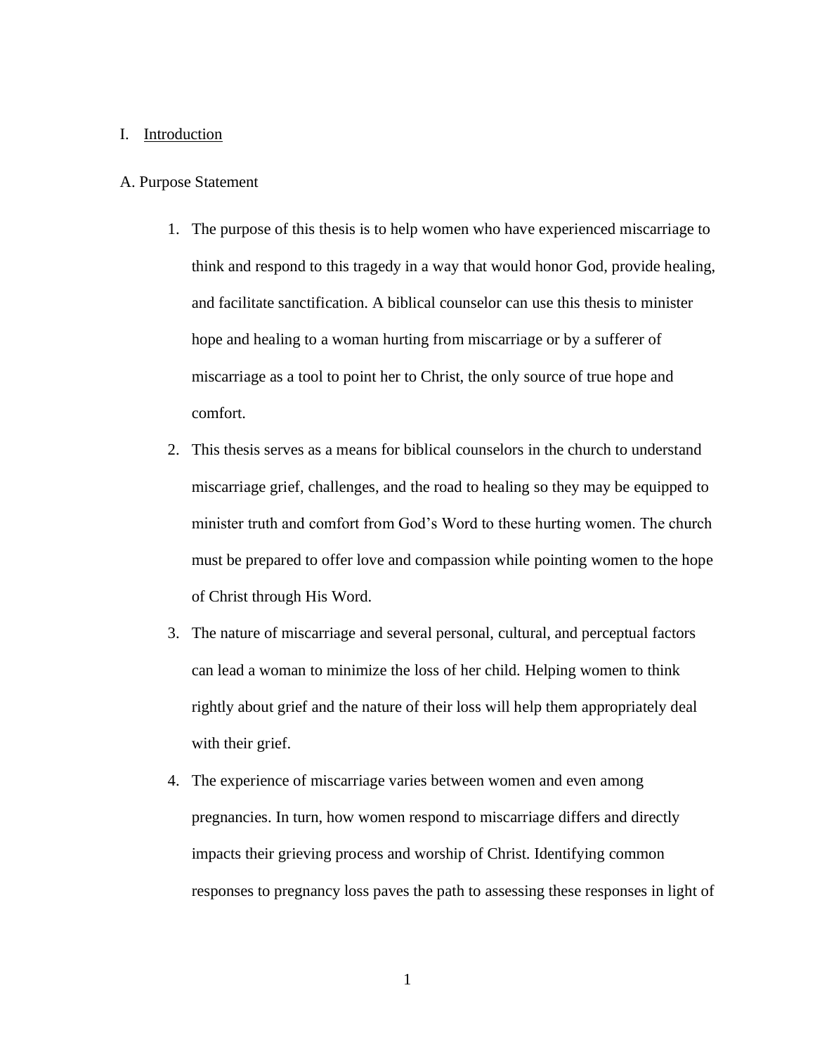# I. <u>Introduction</u>

## A. Purpose Statement

1. The purpose of this thesis is to help women who have experienced miscarriage to think and respond to this tragedy in a way that would honor God, provide healing, and facilitate sanctification. A biblical counselor can use this thesis to minister hope and healing to a woman hurting from miscarriage or by a sufferer of miscarriage as a tool to point her to Christ, the only source of true hope and comfort.
2. This thesis serves as a means for biblical counselors in the church to understand miscarriage grief, challenges, and the road to healing so they may be equipped to minister truth and comfort from God's Word to these hurting women. The church must be prepared to offer love and compassion while pointing women to the hope of Christ through His Word.
3. The nature of miscarriage and several personal, cultural, and perceptual factors can lead a woman to minimize the loss of her child. Helping women to think rightly about grief and the nature of their loss will help them appropriately deal with their grief.
4. The experience of miscarriage varies between women and even among pregnancies. In turn, how women respond to miscarriage differs and directly impacts their grieving process and worship of Christ. Identifying common responses to pregnancy loss paves the path to assessing these responses in light of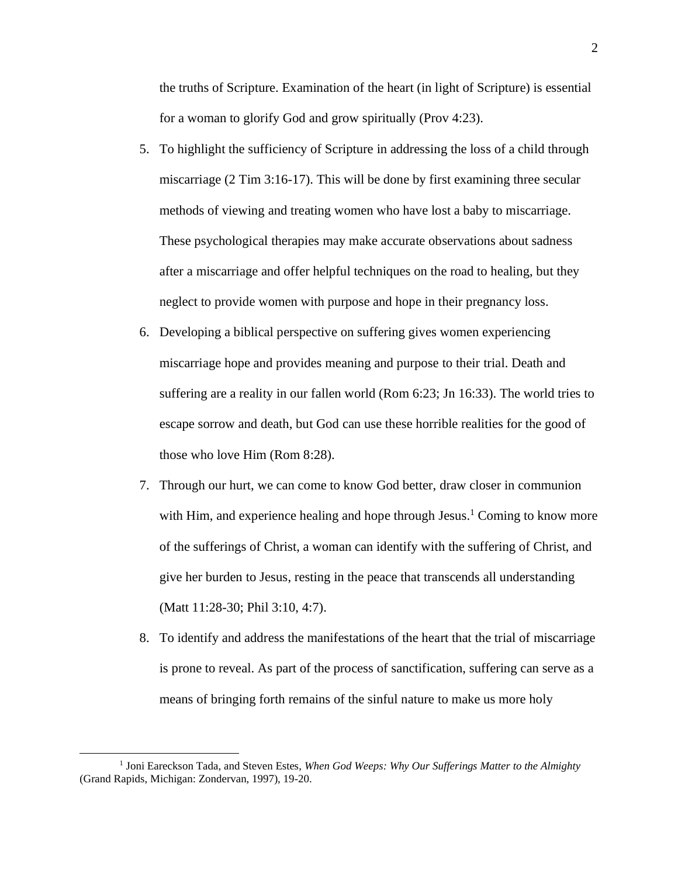the truths of Scripture. Examination of the heart (in light of Scripture) is essential for a woman to glorify God and grow spiritually (Prov 4:23).

5. To highlight the sufficiency of Scripture in addressing the loss of a child through miscarriage (2 Tim 3:16-17). This will be done by first examining three secular methods of viewing and treating women who have lost a baby to miscarriage. These psychological therapies may make accurate observations about sadness after a miscarriage and offer helpful techniques on the road to healing, but they neglect to provide women with purpose and hope in their pregnancy loss.
6. Developing a biblical perspective on suffering gives women experiencing miscarriage hope and provides meaning and purpose to their trial. Death and suffering are a reality in our fallen world (Rom 6:23; Jn 16:33). The world tries to escape sorrow and death, but God can use these horrible realities for the good of those who love Him (Rom 8:28).
7. Through our hurt, we can come to know God better, draw closer in communion with Him, and experience healing and hope through Jesus.[1] Coming to know more of the sufferings of Christ, a woman can identify with the suffering of Christ, and give her burden to Jesus, resting in the peace that transcends all understanding (Matt 11:28-30; Phil 3:10, 4:7).
8. To identify and address the manifestations of the heart that the trial of miscarriage is prone to reveal. As part of the process of sanctification, suffering can serve as a means of bringing forth remains of the sinful nature to make us more holy

[1] Joni Eareckson Tada, and Steven Estes, *When God Weeps: Why Our Sufferings Matter to the Almighty* (Grand Rapids, Michigan: Zondervan, 1997), 19-20.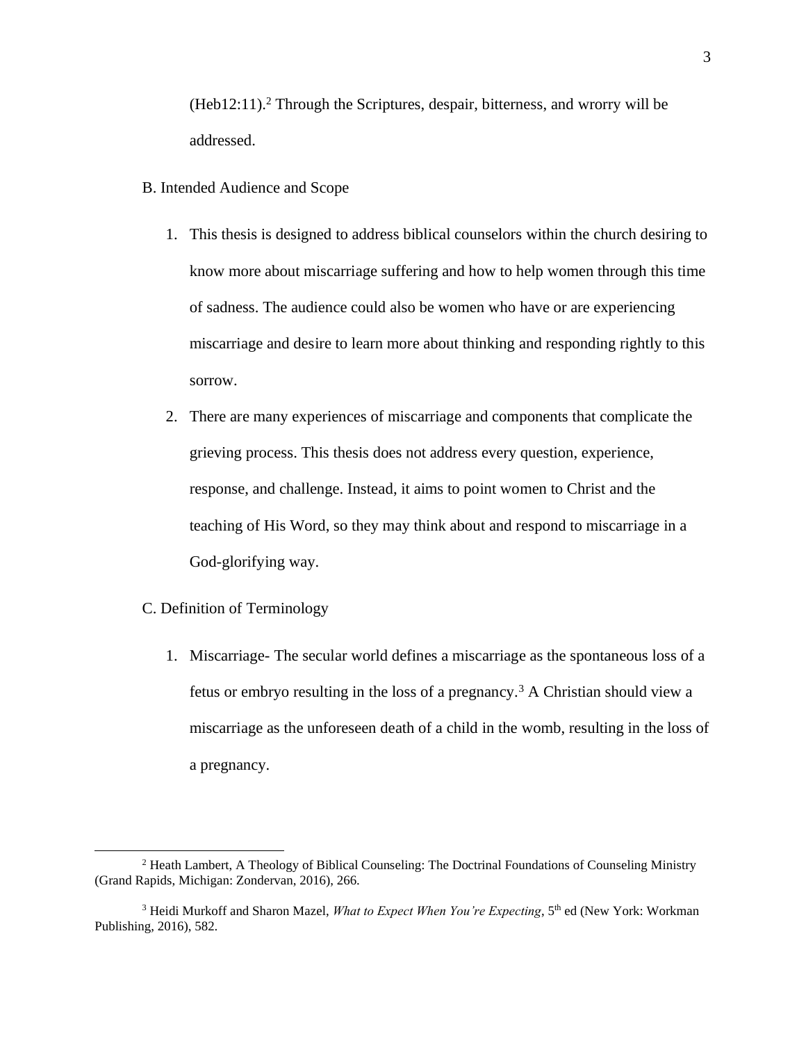(Heb12:11).[2] Through the Scriptures, despair, bitterness, and wrorry will be addressed.

B. Intended Audience and Scope

1. This thesis is designed to address biblical counselors within the church desiring to know more about miscarriage suffering and how to help women through this time of sadness. The audience could also be women who have or are experiencing miscarriage and desire to learn more about thinking and responding rightly to this sorrow.
2. There are many experiences of miscarriage and components that complicate the grieving process. This thesis does not address every question, experience, response, and challenge. Instead, it aims to point women to Christ and the teaching of His Word, so they may think about and respond to miscarriage in a God-glorifying way.

C. Definition of Terminology

1. Miscarriage- The secular world defines a miscarriage as the spontaneous loss of a fetus or embryo resulting in the loss of a pregnancy.[3] A Christian should view a miscarriage as the unforeseen death of a child in the womb, resulting in the loss of a pregnancy.

---

[2] Heath Lambert, A Theology of Biblical Counseling: The Doctrinal Foundations of Counseling Ministry (Grand Rapids, Michigan: Zondervan, 2016), 266.

[3] Heidi Murkoff and Sharon Mazel, *What to Expect When You're Expecting*, 5th ed (New York: Workman Publishing, 2016), 582.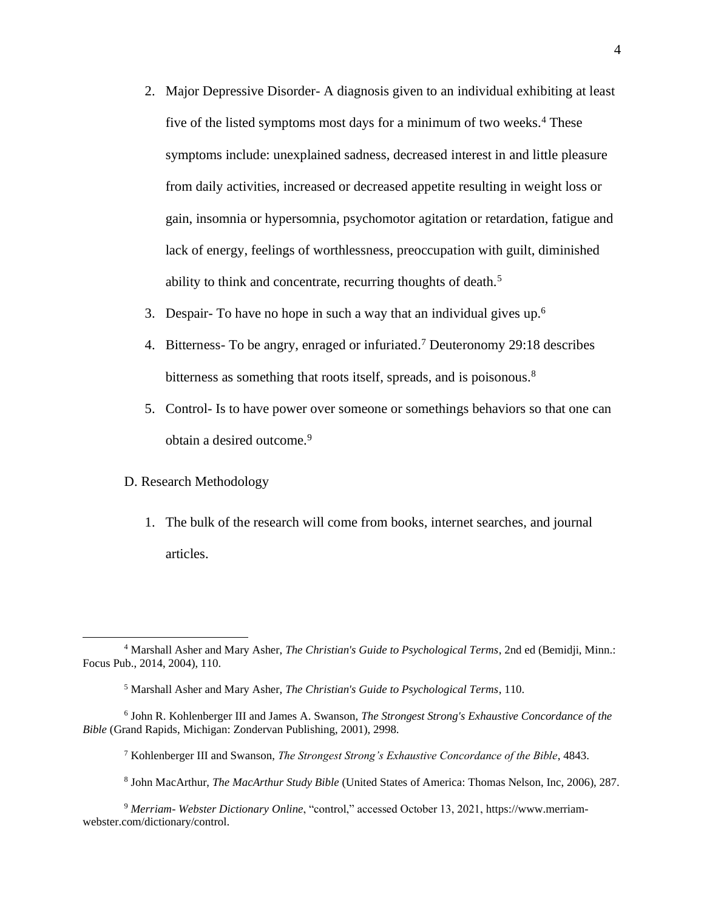2. Major Depressive Disorder- A diagnosis given to an individual exhibiting at least five of the listed symptoms most days for a minimum of two weeks.[4] These symptoms include: unexplained sadness, decreased interest in and little pleasure from daily activities, increased or decreased appetite resulting in weight loss or gain, insomnia or hypersomnia, psychomotor agitation or retardation, fatigue and lack of energy, feelings of worthlessness, preoccupation with guilt, diminished ability to think and concentrate, recurring thoughts of death.[5]
3. Despair- To have no hope in such a way that an individual gives up.[6]
4. Bitterness- To be angry, enraged or infuriated.[7] Deuteronomy 29:18 describes bitterness as something that roots itself, spreads, and is poisonous.[8]
5. Control- Is to have power over someone or somethings behaviors so that one can obtain a desired outcome.[9]

D. Research Methodology

1. The bulk of the research will come from books, internet searches, and journal articles.

---

[4] Marshall Asher and Mary Asher, *The Christian's Guide to Psychological Terms*, 2nd ed (Bemidji, Minn.: Focus Pub., 2014, 2004), 110.

[5] Marshall Asher and Mary Asher, *The Christian's Guide to Psychological Terms*, 110.

[6] John R. Kohlenberger III and James A. Swanson, *The Strongest Strong's Exhaustive Concordance of the Bible* (Grand Rapids, Michigan: Zondervan Publishing, 2001), 2998.

[7] Kohlenberger III and Swanson, *The Strongest Strong's Exhaustive Concordance of the Bible*, 4843.

[8] John MacArthur, *The MacArthur Study Bible* (United States of America: Thomas Nelson, Inc, 2006), 287.

[9] *Merriam- Webster Dictionary Online*, "control," accessed October 13, 2021, https://www.merriam-webster.com/dictionary/control.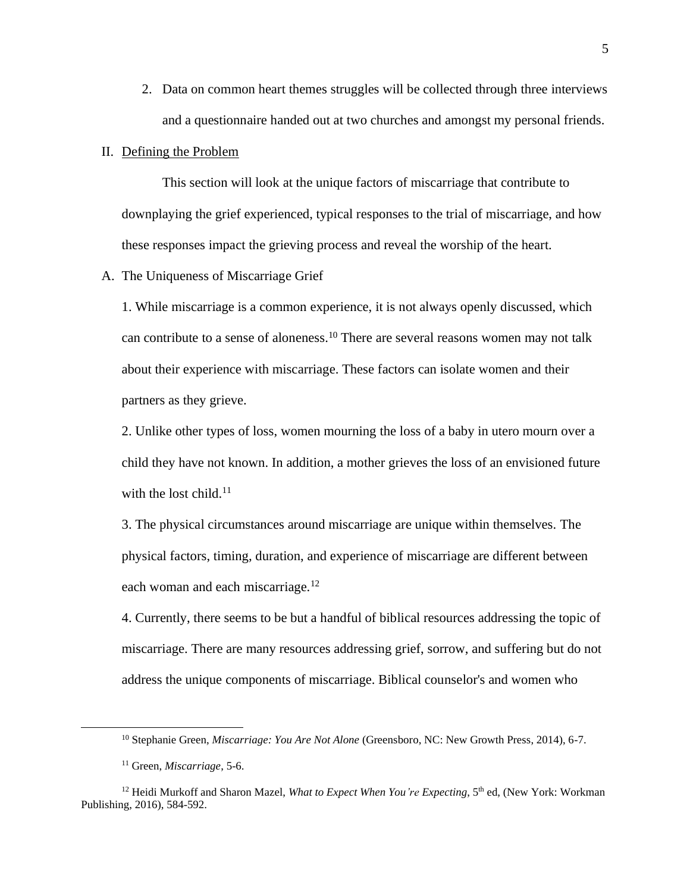2. Data on common heart themes struggles will be collected through three interviews and a questionnaire handed out at two churches and amongst my personal friends.

II. Defining the Problem

This section will look at the unique factors of miscarriage that contribute to downplaying the grief experienced, typical responses to the trial of miscarriage, and how these responses impact the grieving process and reveal the worship of the heart.

A. The Uniqueness of Miscarriage Grief

1. While miscarriage is a common experience, it is not always openly discussed, which can contribute to a sense of aloneness.[10] There are several reasons women may not talk about their experience with miscarriage. These factors can isolate women and their partners as they grieve.

2. Unlike other types of loss, women mourning the loss of a baby in utero mourn over a child they have not known. In addition, a mother grieves the loss of an envisioned future with the lost child.[11]

3. The physical circumstances around miscarriage are unique within themselves. The physical factors, timing, duration, and experience of miscarriage are different between each woman and each miscarriage.[12]

4. Currently, there seems to be but a handful of biblical resources addressing the topic of miscarriage. There are many resources addressing grief, sorrow, and suffering but do not address the unique components of miscarriage. Biblical counselor's and women who

---

[10] Stephanie Green, *Miscarriage: You Are Not Alone* (Greensboro, NC: New Growth Press, 2014), 6-7.

[11] Green, *Miscarriage*, 5-6.

[12] Heidi Murkoff and Sharon Mazel, *What to Expect When You're Expecting*, 5th ed, (New York: Workman Publishing, 2016), 584-592.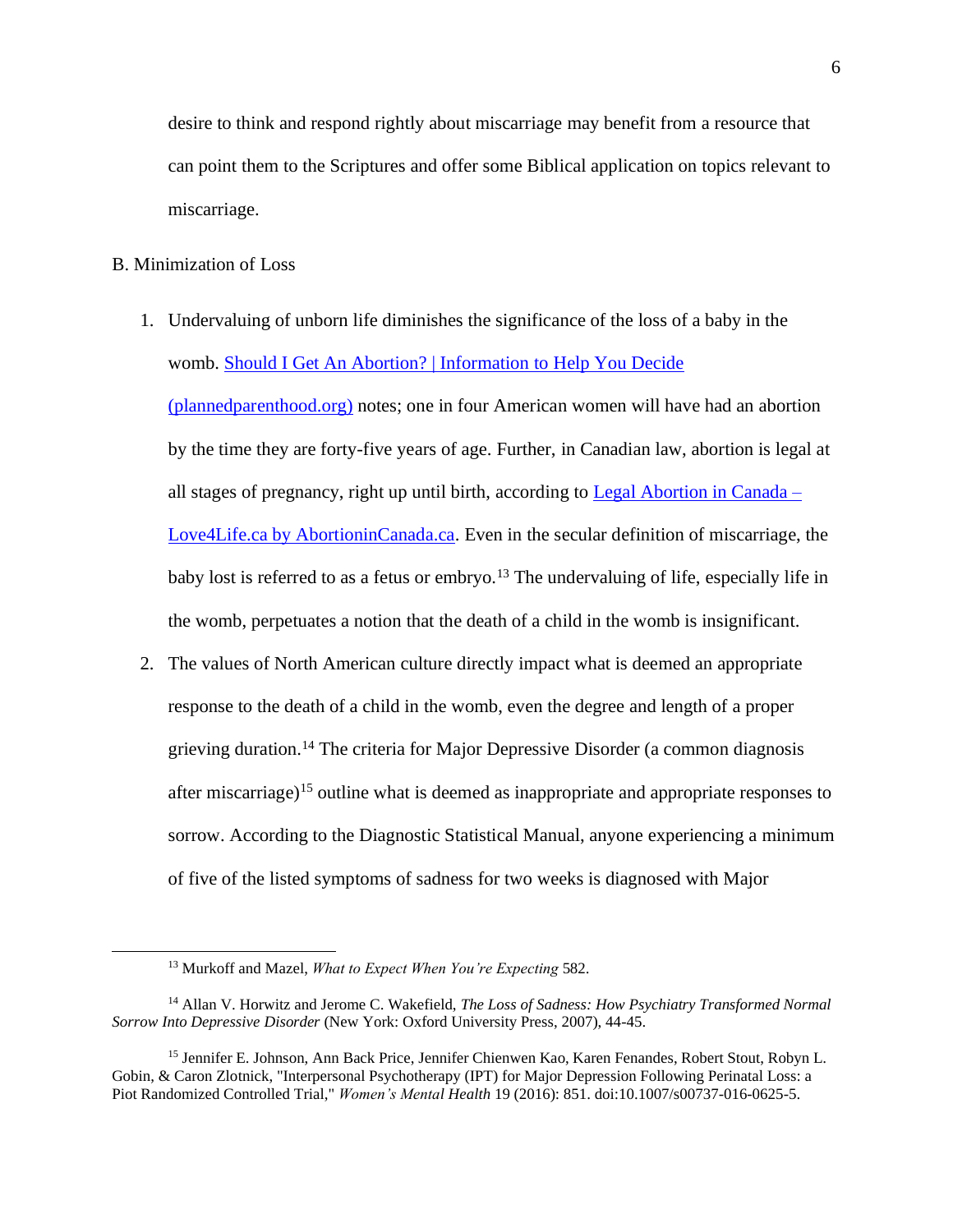desire to think and respond rightly about miscarriage may benefit from a resource that can point them to the Scriptures and offer some Biblical application on topics relevant to miscarriage.

B. Minimization of Loss

1. Undervaluing of unborn life diminishes the significance of the loss of a baby in the womb. [Should I Get An Abortion? | Information to Help You Decide (plannedparenthood.org)] notes; one in four American women will have had an abortion by the time they are forty-five years of age. Further, in Canadian law, abortion is legal at all stages of pregnancy, right up until birth, according to [Legal Abortion in Canada – Love4Life.ca by AbortioninCanada.ca]. Even in the secular definition of miscarriage, the baby lost is referred to as a fetus or embryo.[13] The undervaluing of life, especially life in the womb, perpetuates a notion that the death of a child in the womb is insignificant.
2. The values of North American culture directly impact what is deemed an appropriate response to the death of a child in the womb, even the degree and length of a proper grieving duration.[14] The criteria for Major Depressive Disorder (a common diagnosis after miscarriage)[15] outline what is deemed as inappropriate and appropriate responses to sorrow. According to the Diagnostic Statistical Manual, anyone experiencing a minimum of five of the listed symptoms of sadness for two weeks is diagnosed with Major

---

[13] Murkoff and Mazel, *What to Expect When You're Expecting* 582.

[14] Allan V. Horwitz and Jerome C. Wakefield, *The Loss of Sadness: How Psychiatry Transformed Normal Sorrow Into Depressive Disorder* (New York: Oxford University Press, 2007), 44-45.

[15] Jennifer E. Johnson, Ann Back Price, Jennifer Chienwen Kao, Karen Fenandes, Robert Stout, Robyn L. Gobin, & Caron Zlotnick, "Interpersonal Psychotherapy (IPT) for Major Depression Following Perinatal Loss: a Piot Randomized Controlled Trial," *Women's Mental Health* 19 (2016): 851. doi:10.1007/s00737-016-0625-5.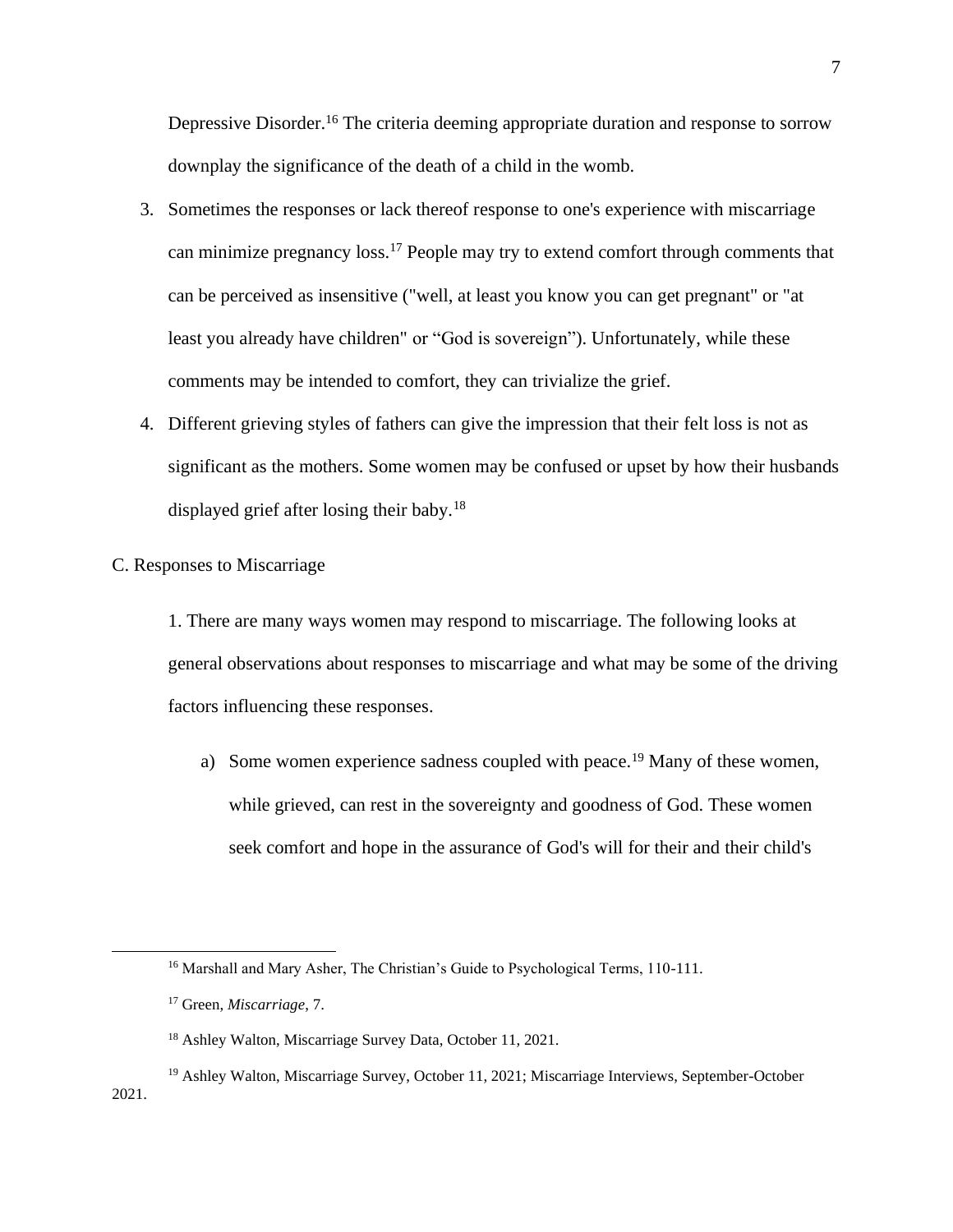Depressive Disorder.[16] The criteria deeming appropriate duration and response to sorrow downplay the significance of the death of a child in the womb.

3. Sometimes the responses or lack thereof response to one's experience with miscarriage can minimize pregnancy loss.[17] People may try to extend comfort through comments that can be perceived as insensitive ("well, at least you know you can get pregnant" or "at least you already have children" or "God is sovereign"). Unfortunately, while these comments may be intended to comfort, they can trivialize the grief.
4. Different grieving styles of fathers can give the impression that their felt loss is not as significant as the mothers. Some women may be confused or upset by how their husbands displayed grief after losing their baby.[18]

C. Responses to Miscarriage

1. There are many ways women may respond to miscarriage. The following looks at general observations about responses to miscarriage and what may be some of the driving factors influencing these responses.

a) Some women experience sadness coupled with peace.[19] Many of these women, while grieved, can rest in the sovereignty and goodness of God. These women seek comfort and hope in the assurance of God's will for their and their child's

---

[16] Marshall and Mary Asher, The Christian's Guide to Psychological Terms, 110-111.

[17] Green, *Miscarriage*, 7.

[18] Ashley Walton, Miscarriage Survey Data, October 11, 2021.

[19] Ashley Walton, Miscarriage Survey, October 11, 2021; Miscarriage Interviews, September-October 2021.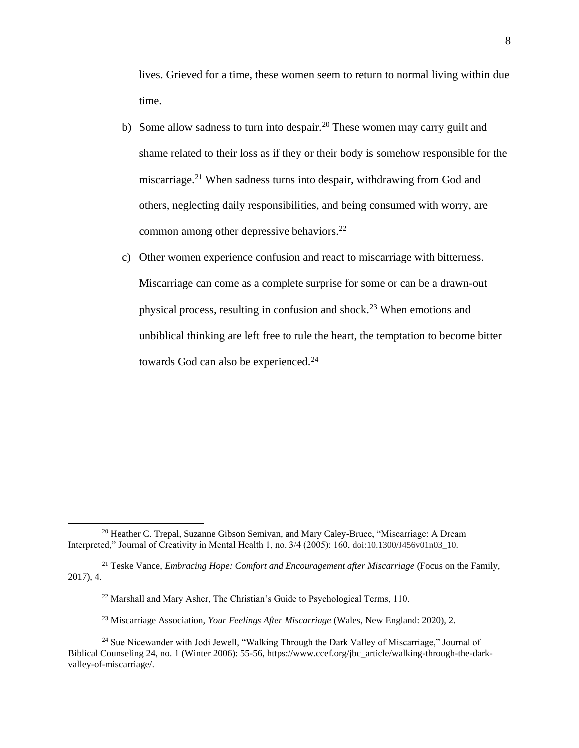lives. Grieved for a time, these women seem to return to normal living within due time.

b) Some allow sadness to turn into despair.[20] These women may carry guilt and shame related to their loss as if they or their body is somehow responsible for the miscarriage.[21] When sadness turns into despair, withdrawing from God and others, neglecting daily responsibilities, and being consumed with worry, are common among other depressive behaviors.[22]

c) Other women experience confusion and react to miscarriage with bitterness. Miscarriage can come as a complete surprise for some or can be a drawn-out physical process, resulting in confusion and shock.[23] When emotions and unbiblical thinking are left free to rule the heart, the temptation to become bitter towards God can also be experienced.[24]

---

[20] Heather C. Trepal, Suzanne Gibson Semivan, and Mary Caley-Bruce, "Miscarriage: A Dream Interpreted," Journal of Creativity in Mental Health 1, no. 3/4 (2005): 160, doi:10.1300/J456v01n03_10.

[21] Teske Vance, *Embracing Hope: Comfort and Encouragement after Miscarriage* (Focus on the Family, 2017), 4.

[22] Marshall and Mary Asher, The Christian's Guide to Psychological Terms, 110.

[23] Miscarriage Association, *Your Feelings After Miscarriage* (Wales, New England: 2020), 2.

[24] Sue Nicewander with Jodi Jewell, "Walking Through the Dark Valley of Miscarriage," Journal of Biblical Counseling 24, no. 1 (Winter 2006): 55-56, https://www.ccef.org/jbc_article/walking-through-the-dark-valley-of-miscarriage/.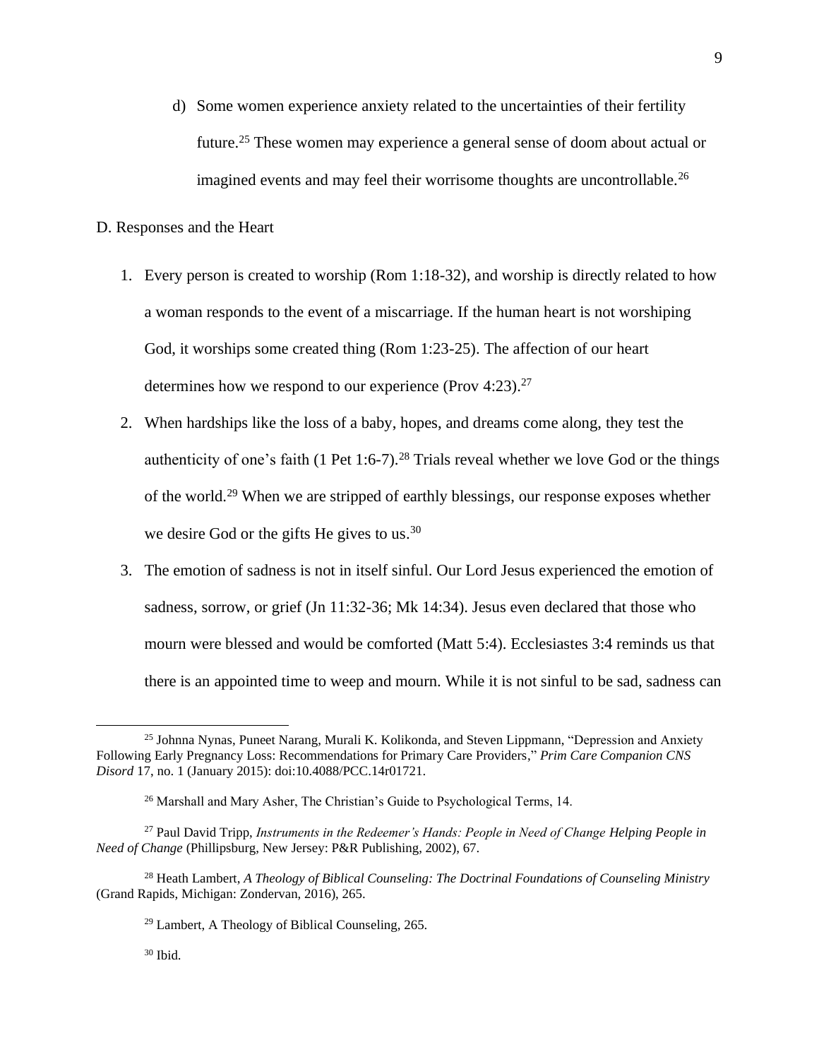d) Some women experience anxiety related to the uncertainties of their fertility future.[25] These women may experience a general sense of doom about actual or imagined events and may feel their worrisome thoughts are uncontrollable.[26]

D. Responses and the Heart

1. Every person is created to worship (Rom 1:18-32), and worship is directly related to how a woman responds to the event of a miscarriage. If the human heart is not worshiping God, it worships some created thing (Rom 1:23-25). The affection of our heart determines how we respond to our experience (Prov 4:23).[27]
2. When hardships like the loss of a baby, hopes, and dreams come along, they test the authenticity of one's faith (1 Pet 1:6-7).[28] Trials reveal whether we love God or the things of the world.[29] When we are stripped of earthly blessings, our response exposes whether we desire God or the gifts He gives to us.[30]
3. The emotion of sadness is not in itself sinful. Our Lord Jesus experienced the emotion of sadness, sorrow, or grief (Jn 11:32-36; Mk 14:34). Jesus even declared that those who mourn were blessed and would be comforted (Matt 5:4). Ecclesiastes 3:4 reminds us that there is an appointed time to weep and mourn. While it is not sinful to be sad, sadness can

---

[25] Johnna Nynas, Puneet Narang, Murali K. Kolikonda, and Steven Lippmann, "Depression and Anxiety Following Early Pregnancy Loss: Recommendations for Primary Care Providers," *Prim Care Companion CNS Disord* 17, no. 1 (January 2015): doi:10.4088/PCC.14r01721.

[26] Marshall and Mary Asher, The Christian's Guide to Psychological Terms, 14.

[27] Paul David Tripp, *Instruments in the Redeemer's Hands: People in Need of Change Helping People in Need of Change* (Phillipsburg, New Jersey: P&R Publishing, 2002), 67.

[28] Heath Lambert, *A Theology of Biblical Counseling: The Doctrinal Foundations of Counseling Ministry* (Grand Rapids, Michigan: Zondervan, 2016), 265.

[29] Lambert, A Theology of Biblical Counseling, 265.

[30] Ibid.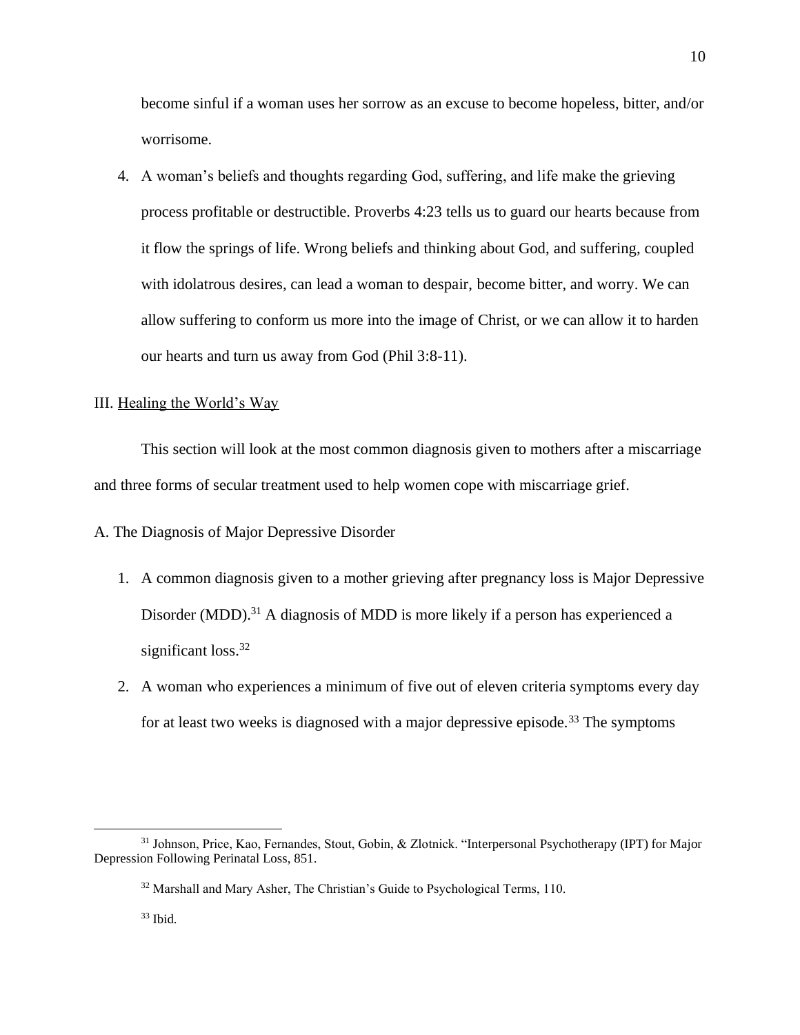become sinful if a woman uses her sorrow as an excuse to become hopeless, bitter, and/or worrisome.

4. A woman's beliefs and thoughts regarding God, suffering, and life make the grieving process profitable or destructible. Proverbs 4:23 tells us to guard our hearts because from it flow the springs of life. Wrong beliefs and thinking about God, and suffering, coupled with idolatrous desires, can lead a woman to despair, become bitter, and worry. We can allow suffering to conform us more into the image of Christ, or we can allow it to harden our hearts and turn us away from God (Phil 3:8-11).

## III. Healing the World's Way

This section will look at the most common diagnosis given to mothers after a miscarriage and three forms of secular treatment used to help women cope with miscarriage grief.

### A. The Diagnosis of Major Depressive Disorder

1. A common diagnosis given to a mother grieving after pregnancy loss is Major Depressive Disorder (MDD).[31] A diagnosis of MDD is more likely if a person has experienced a significant loss.[32]
2. A woman who experiences a minimum of five out of eleven criteria symptoms every day for at least two weeks is diagnosed with a major depressive episode.[33] The symptoms

---

[31] Johnson, Price, Kao, Fernandes, Stout, Gobin, & Zlotnick. "Interpersonal Psychotherapy (IPT) for Major Depression Following Perinatal Loss, 851.

[32] Marshall and Mary Asher, The Christian's Guide to Psychological Terms, 110.

[33] Ibid.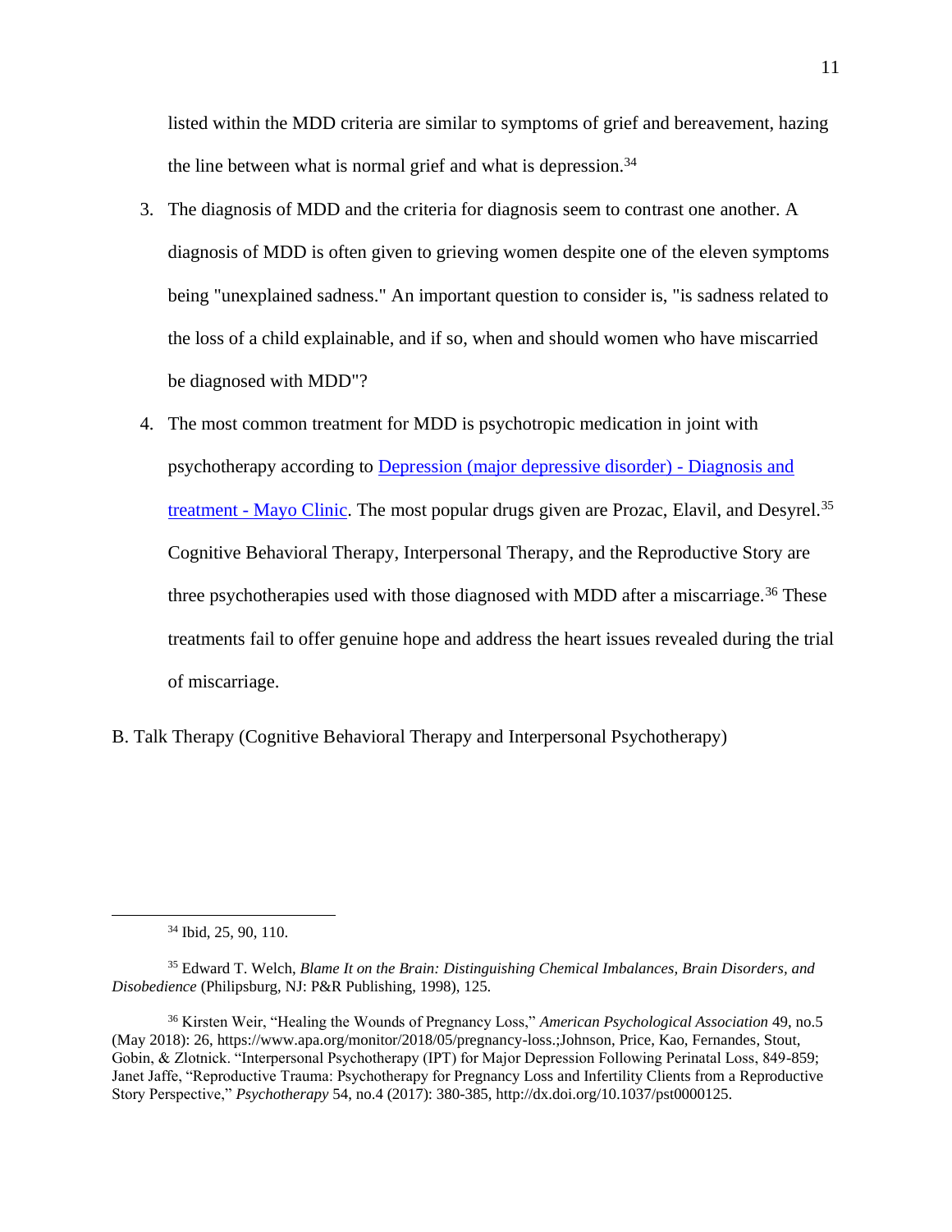listed within the MDD criteria are similar to symptoms of grief and bereavement, hazing the line between what is normal grief and what is depression.[34]

3. The diagnosis of MDD and the criteria for diagnosis seem to contrast one another. A diagnosis of MDD is often given to grieving women despite one of the eleven symptoms being "unexplained sadness." An important question to consider is, "is sadness related to the loss of a child explainable, and if so, when and should women who have miscarried be diagnosed with MDD"?

4. The most common treatment for MDD is psychotropic medication in joint with psychotherapy according to [Depression (major depressive disorder) - Diagnosis and treatment - Mayo Clinic](). The most popular drugs given are Prozac, Elavil, and Desyrel.[35] Cognitive Behavioral Therapy, Interpersonal Therapy, and the Reproductive Story are three psychotherapies used with those diagnosed with MDD after a miscarriage.[36] These treatments fail to offer genuine hope and address the heart issues revealed during the trial of miscarriage.

B. Talk Therapy (Cognitive Behavioral Therapy and Interpersonal Psychotherapy)

---

[34] Ibid, 25, 90, 110.

[35] Edward T. Welch, *Blame It on the Brain: Distinguishing Chemical Imbalances, Brain Disorders, and Disobedience* (Philipsburg, NJ: P&R Publishing, 1998), 125.

[36] Kirsten Weir, "Healing the Wounds of Pregnancy Loss," *American Psychological Association* 49, no.5 (May 2018): 26, https://www.apa.org/monitor/2018/05/pregnancy-loss.;Johnson, Price, Kao, Fernandes, Stout, Gobin, & Zlotnick. "Interpersonal Psychotherapy (IPT) for Major Depression Following Perinatal Loss, 849-859; Janet Jaffe, "Reproductive Trauma: Psychotherapy for Pregnancy Loss and Infertility Clients from a Reproductive Story Perspective," *Psychotherapy* 54, no.4 (2017): 380-385, http://dx.doi.org/10.1037/pst0000125.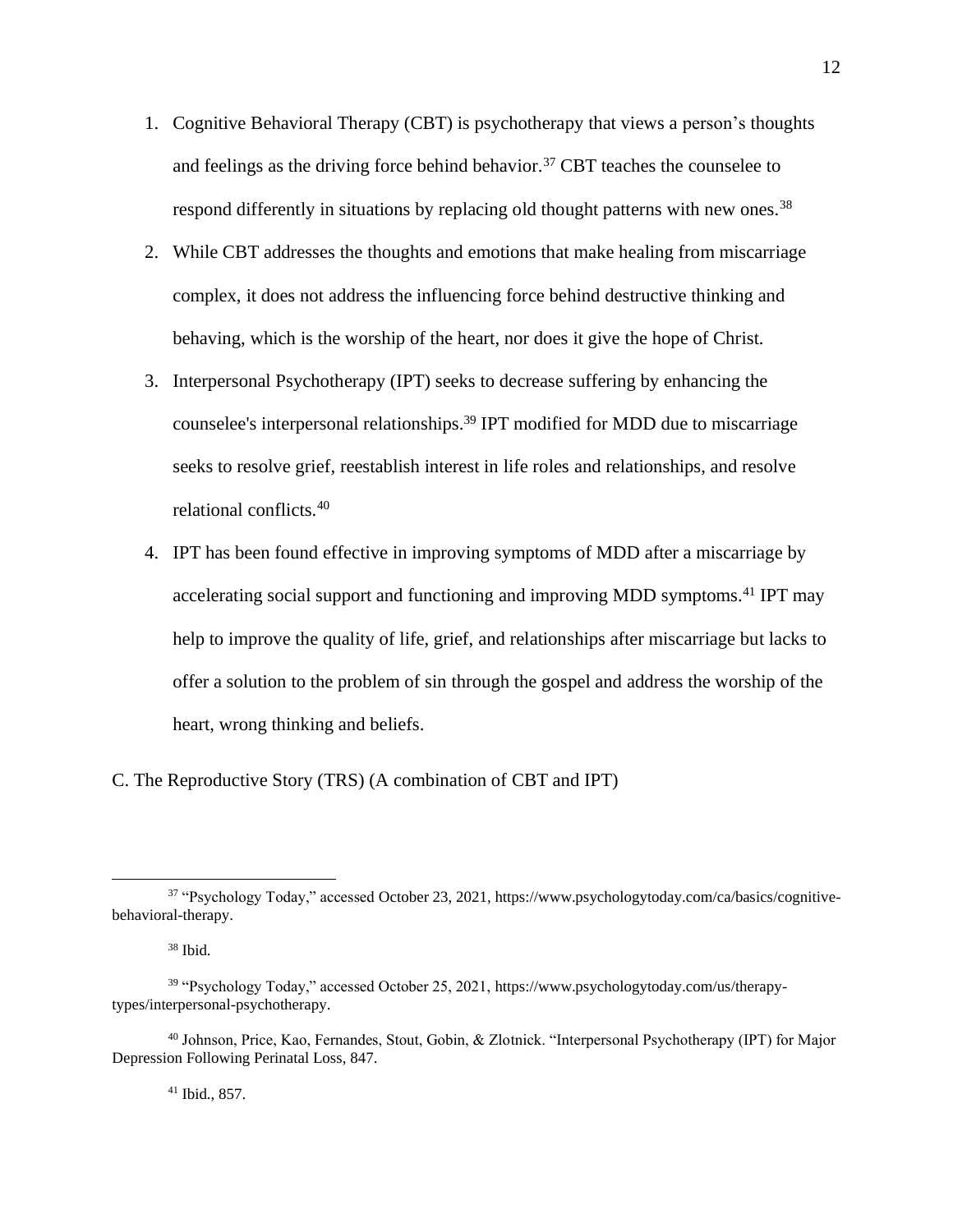1. Cognitive Behavioral Therapy (CBT) is psychotherapy that views a person's thoughts and feelings as the driving force behind behavior.[37] CBT teaches the counselee to respond differently in situations by replacing old thought patterns with new ones.[38]
2. While CBT addresses the thoughts and emotions that make healing from miscarriage complex, it does not address the influencing force behind destructive thinking and behaving, which is the worship of the heart, nor does it give the hope of Christ.
3. Interpersonal Psychotherapy (IPT) seeks to decrease suffering by enhancing the counselee's interpersonal relationships.[39] IPT modified for MDD due to miscarriage seeks to resolve grief, reestablish interest in life roles and relationships, and resolve relational conflicts.[40]
4. IPT has been found effective in improving symptoms of MDD after a miscarriage by accelerating social support and functioning and improving MDD symptoms.[41] IPT may help to improve the quality of life, grief, and relationships after miscarriage but lacks to offer a solution to the problem of sin through the gospel and address the worship of the heart, wrong thinking and beliefs.

C. The Reproductive Story (TRS) (A combination of CBT and IPT)

---

[37] "Psychology Today," accessed October 23, 2021, https://www.psychologytoday.com/ca/basics/cognitive-behavioral-therapy.

[38] Ibid.

[39] "Psychology Today," accessed October 25, 2021, https://www.psychologytoday.com/us/therapy-types/interpersonal-psychotherapy.

[40] Johnson, Price, Kao, Fernandes, Stout, Gobin, & Zlotnick. "Interpersonal Psychotherapy (IPT) for Major Depression Following Perinatal Loss, 847.

[41] Ibid., 857.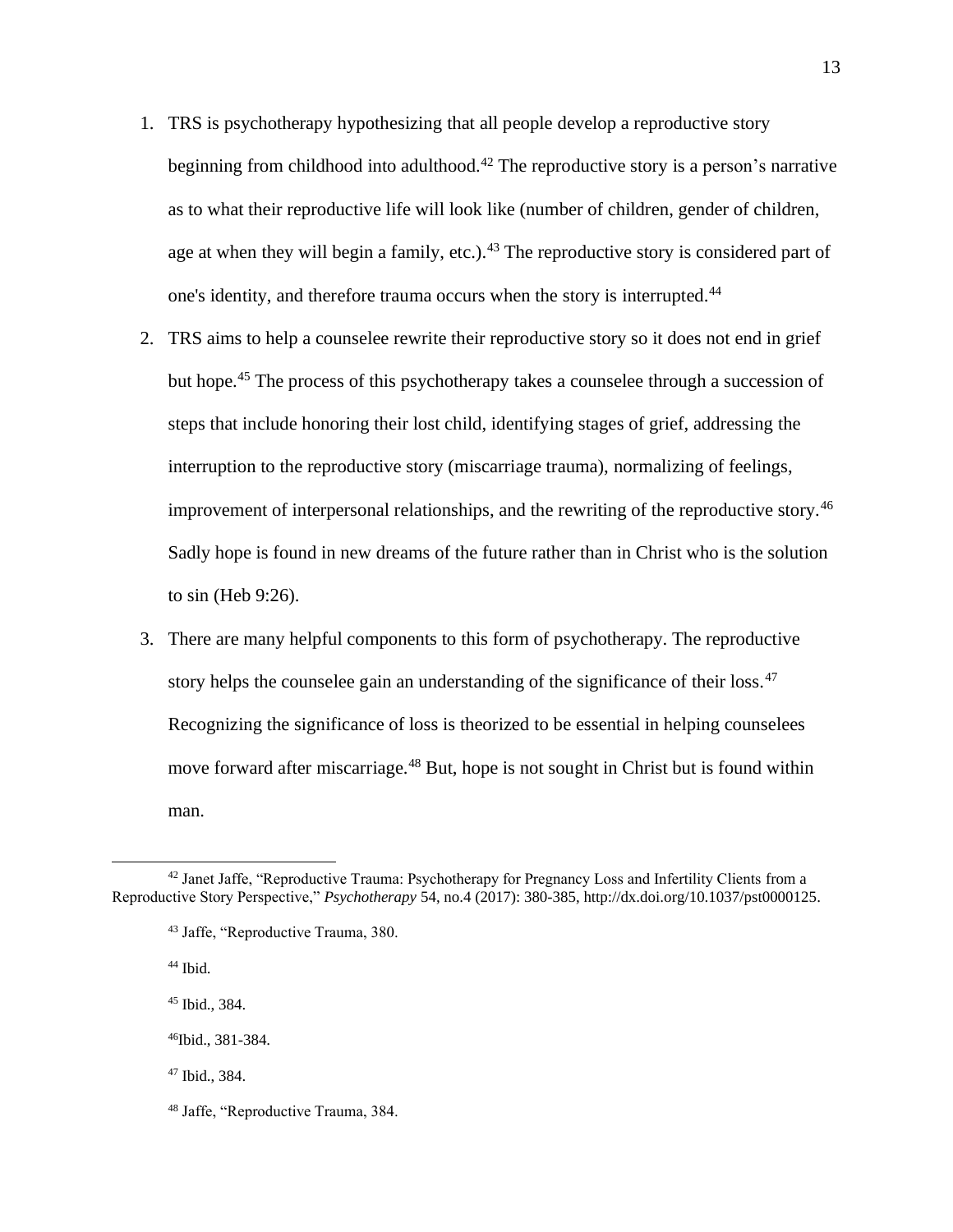1. TRS is psychotherapy hypothesizing that all people develop a reproductive story beginning from childhood into adulthood.[42] The reproductive story is a person's narrative as to what their reproductive life will look like (number of children, gender of children, age at when they will begin a family, etc.).[43] The reproductive story is considered part of one's identity, and therefore trauma occurs when the story is interrupted.[44]
2. TRS aims to help a counselee rewrite their reproductive story so it does not end in grief but hope.[45] The process of this psychotherapy takes a counselee through a succession of steps that include honoring their lost child, identifying stages of grief, addressing the interruption to the reproductive story (miscarriage trauma), normalizing of feelings, improvement of interpersonal relationships, and the rewriting of the reproductive story.[46] Sadly hope is found in new dreams of the future rather than in Christ who is the solution to sin (Heb 9:26).
3. There are many helpful components to this form of psychotherapy. The reproductive story helps the counselee gain an understanding of the significance of their loss.[47] Recognizing the significance of loss is theorized to be essential in helping counselees move forward after miscarriage.[48] But, hope is not sought in Christ but is found within man.

---

[42] Janet Jaffe, "Reproductive Trauma: Psychotherapy for Pregnancy Loss and Infertility Clients from a Reproductive Story Perspective," *Psychotherapy* 54, no.4 (2017): 380-385, http://dx.doi.org/10.1037/pst0000125.

[43] Jaffe, "Reproductive Trauma, 380.

[44] Ibid.

[45] Ibid., 384.

[46] Ibid., 381-384.

[47] Ibid., 384.

[48] Jaffe, "Reproductive Trauma, 384.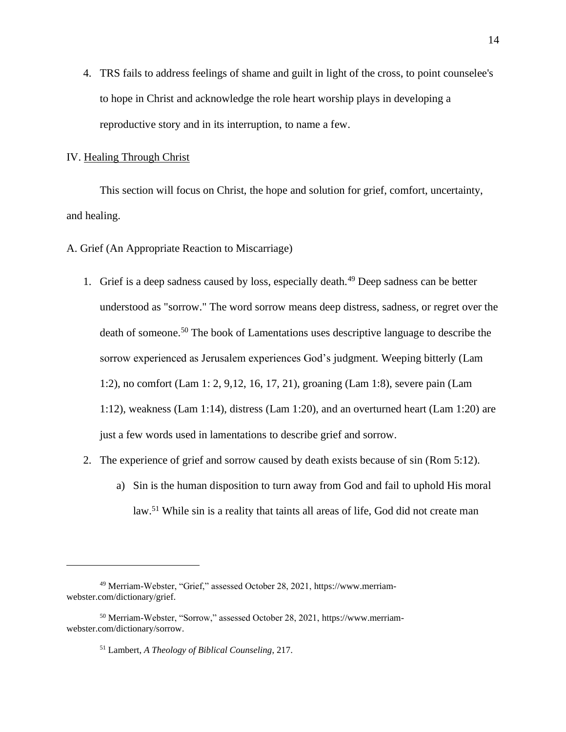4. TRS fails to address feelings of shame and guilt in light of the cross, to point counselee's to hope in Christ and acknowledge the role heart worship plays in developing a reproductive story and in its interruption, to name a few.

## IV. Healing Through Christ

This section will focus on Christ, the hope and solution for grief, comfort, uncertainty, and healing.

### A. Grief (An Appropriate Reaction to Miscarriage)

1. Grief is a deep sadness caused by loss, especially death.[49] Deep sadness can be better understood as "sorrow." The word sorrow means deep distress, sadness, or regret over the death of someone.[50] The book of Lamentations uses descriptive language to describe the sorrow experienced as Jerusalem experiences God's judgment. Weeping bitterly (Lam 1:2), no comfort (Lam 1: 2, 9,12, 16, 17, 21), groaning (Lam 1:8), severe pain (Lam 1:12), weakness (Lam 1:14), distress (Lam 1:20), and an overturned heart (Lam 1:20) are just a few words used in lamentations to describe grief and sorrow.
2. The experience of grief and sorrow caused by death exists because of sin (Rom 5:12).
    a) Sin is the human disposition to turn away from God and fail to uphold His moral law.[51] While sin is a reality that taints all areas of life, God did not create man

---

[49] Merriam-Webster, "Grief," assessed October 28, 2021, https://www.merriam-webster.com/dictionary/grief.

[50] Merriam-Webster, "Sorrow," assessed October 28, 2021, https://www.merriam-webster.com/dictionary/sorrow.

[51] Lambert, *A Theology of Biblical Counseling*, 217.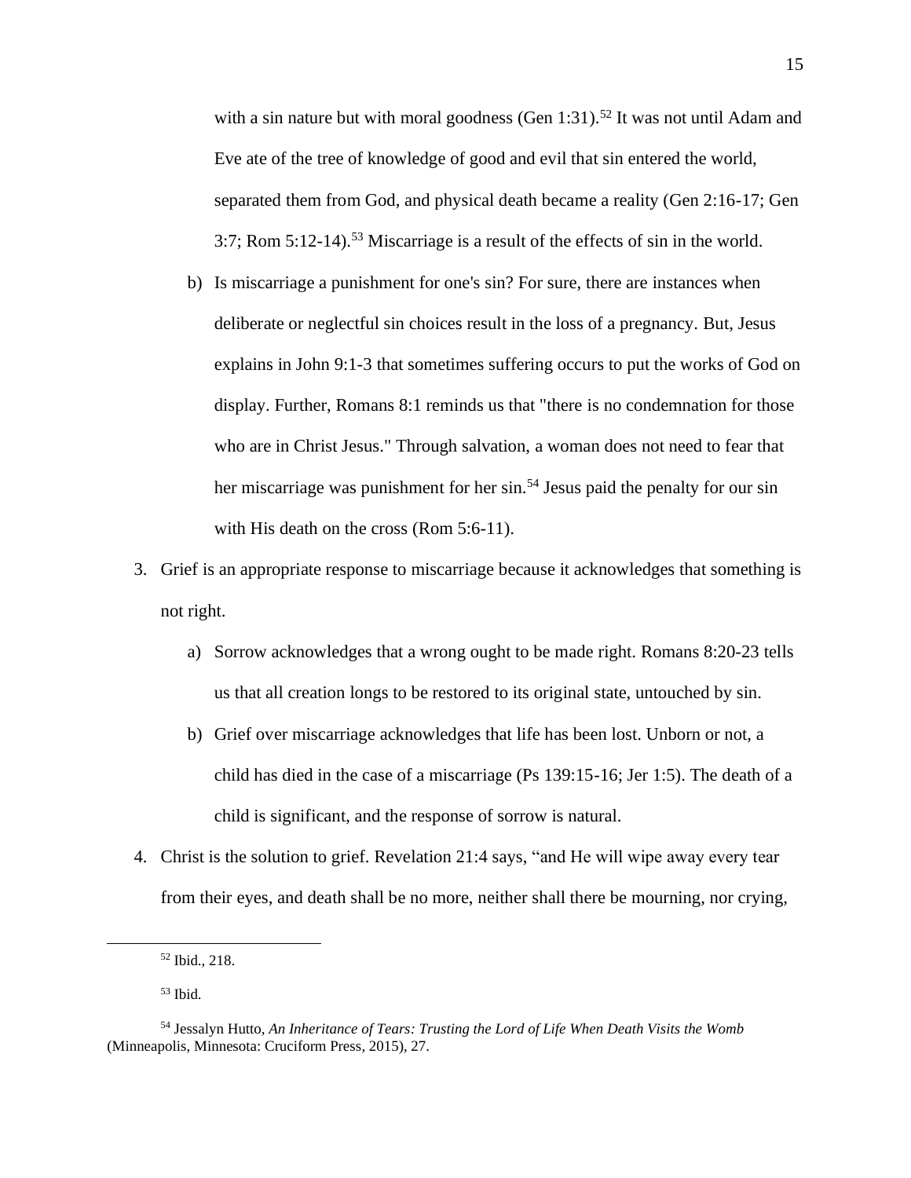with a sin nature but with moral goodness (Gen 1:31).[52] It was not until Adam and Eve ate of the tree of knowledge of good and evil that sin entered the world, separated them from God, and physical death became a reality (Gen 2:16-17; Gen 3:7; Rom 5:12-14).[53] Miscarriage is a result of the effects of sin in the world.

   b) Is miscarriage a punishment for one's sin? For sure, there are instances when deliberate or neglectful sin choices result in the loss of a pregnancy. But, Jesus explains in John 9:1-3 that sometimes suffering occurs to put the works of God on display. Further, Romans 8:1 reminds us that "there is no condemnation for those who are in Christ Jesus." Through salvation, a woman does not need to fear that her miscarriage was punishment for her sin.[54] Jesus paid the penalty for our sin with His death on the cross (Rom 5:6-11).

3. Grief is an appropriate response to miscarriage because it acknowledges that something is not right.

   a) Sorrow acknowledges that a wrong ought to be made right. Romans 8:20-23 tells us that all creation longs to be restored to its original state, untouched by sin.

   b) Grief over miscarriage acknowledges that life has been lost. Unborn or not, a child has died in the case of a miscarriage (Ps 139:15-16; Jer 1:5). The death of a child is significant, and the response of sorrow is natural.

4. Christ is the solution to grief. Revelation 21:4 says, "and He will wipe away every tear from their eyes, and death shall be no more, neither shall there be mourning, nor crying,

---

[52] Ibid., 218.

[53] Ibid.

[54] Jessalyn Hutto, *An Inheritance of Tears: Trusting the Lord of Life When Death Visits the Womb* (Minneapolis, Minnesota: Cruciform Press, 2015), 27.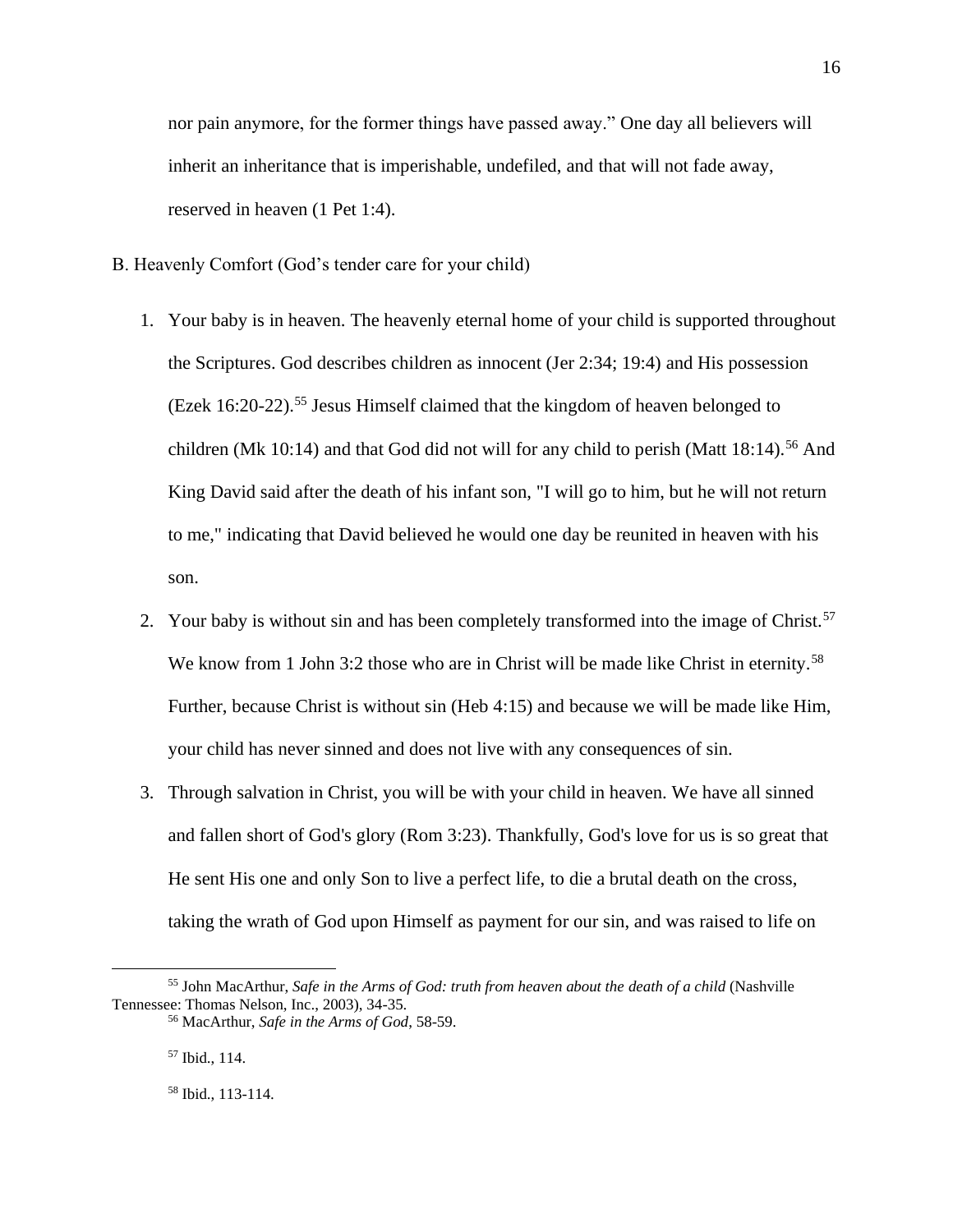nor pain anymore, for the former things have passed away." One day all believers will inherit an inheritance that is imperishable, undefiled, and that will not fade away, reserved in heaven (1 Pet 1:4).

B. Heavenly Comfort (God's tender care for your child)

1. Your baby is in heaven. The heavenly eternal home of your child is supported throughout the Scriptures. God describes children as innocent (Jer 2:34; 19:4) and His possession (Ezek 16:20-22).[55] Jesus Himself claimed that the kingdom of heaven belonged to children (Mk 10:14) and that God did not will for any child to perish (Matt 18:14).[56] And King David said after the death of his infant son, "I will go to him, but he will not return to me," indicating that David believed he would one day be reunited in heaven with his son.
2. Your baby is without sin and has been completely transformed into the image of Christ.[57] We know from 1 John 3:2 those who are in Christ will be made like Christ in eternity.[58] Further, because Christ is without sin (Heb 4:15) and because we will be made like Him, your child has never sinned and does not live with any consequences of sin.
3. Through salvation in Christ, you will be with your child in heaven. We have all sinned and fallen short of God's glory (Rom 3:23). Thankfully, God's love for us is so great that He sent His one and only Son to live a perfect life, to die a brutal death on the cross, taking the wrath of God upon Himself as payment for our sin, and was raised to life on

---

[55] John MacArthur, *Safe in the Arms of God: truth from heaven about the death of a child* (Nashville Tennessee: Thomas Nelson, Inc., 2003), 34-35.

[56] MacArthur, *Safe in the Arms of God*, 58-59.

[57] Ibid., 114.

[58] Ibid., 113-114.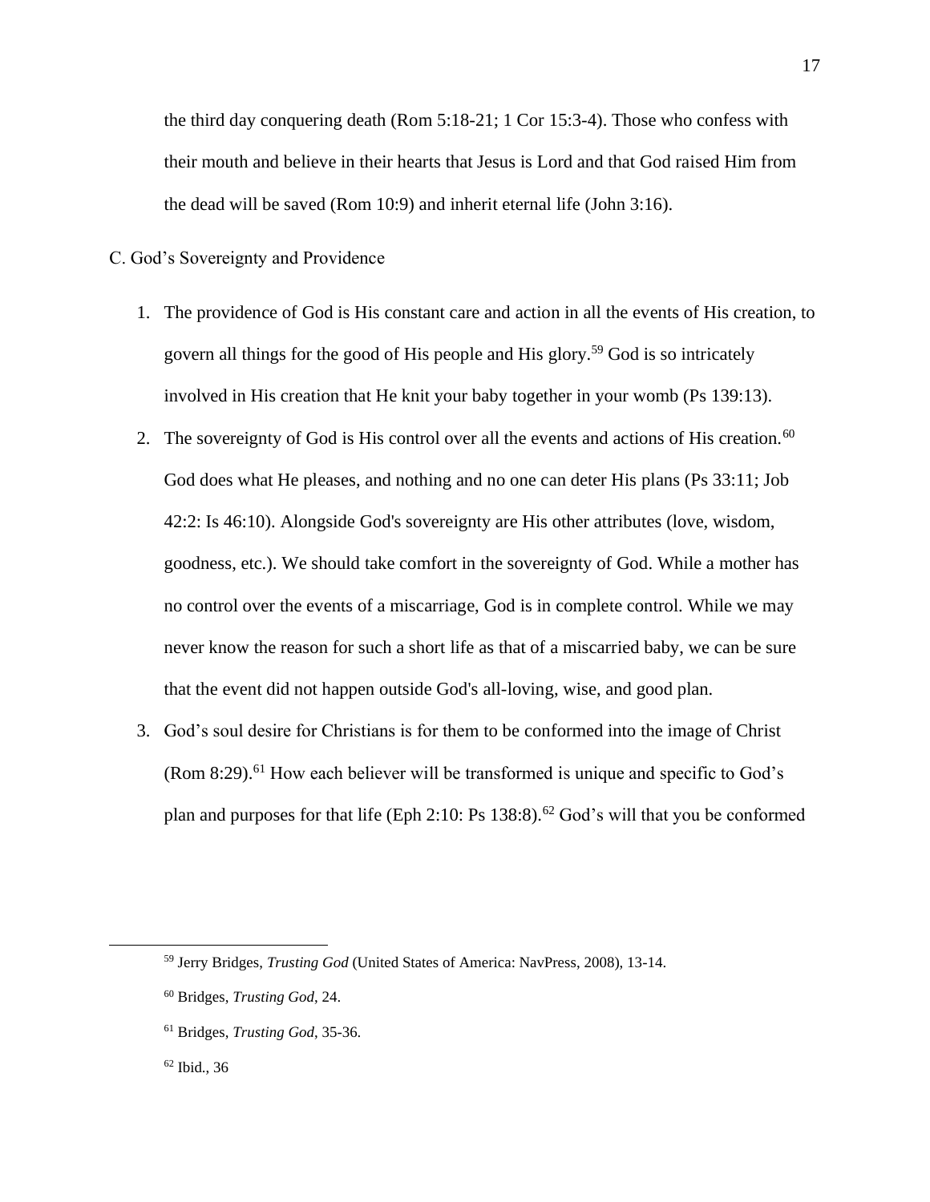the third day conquering death (Rom 5:18-21; 1 Cor 15:3-4). Those who confess with their mouth and believe in their hearts that Jesus is Lord and that God raised Him from the dead will be saved (Rom 10:9) and inherit eternal life (John 3:16).

C. God's Sovereignty and Providence

1. The providence of God is His constant care and action in all the events of His creation, to govern all things for the good of His people and His glory.[59] God is so intricately involved in His creation that He knit your baby together in your womb (Ps 139:13).
2. The sovereignty of God is His control over all the events and actions of His creation.[60] God does what He pleases, and nothing and no one can deter His plans (Ps 33:11; Job 42:2: Is 46:10). Alongside God's sovereignty are His other attributes (love, wisdom, goodness, etc.). We should take comfort in the sovereignty of God. While a mother has no control over the events of a miscarriage, God is in complete control. While we may never know the reason for such a short life as that of a miscarried baby, we can be sure that the event did not happen outside God's all-loving, wise, and good plan.
3. God's soul desire for Christians is for them to be conformed into the image of Christ (Rom 8:29).[61] How each believer will be transformed is unique and specific to God's plan and purposes for that life (Eph 2:10: Ps 138:8).[62] God's will that you be conformed

---

[59] Jerry Bridges, *Trusting God* (United States of America: NavPress, 2008), 13-14.

[60] Bridges, *Trusting God*, 24.

[61] Bridges, *Trusting God*, 35-36.

[62] Ibid., 36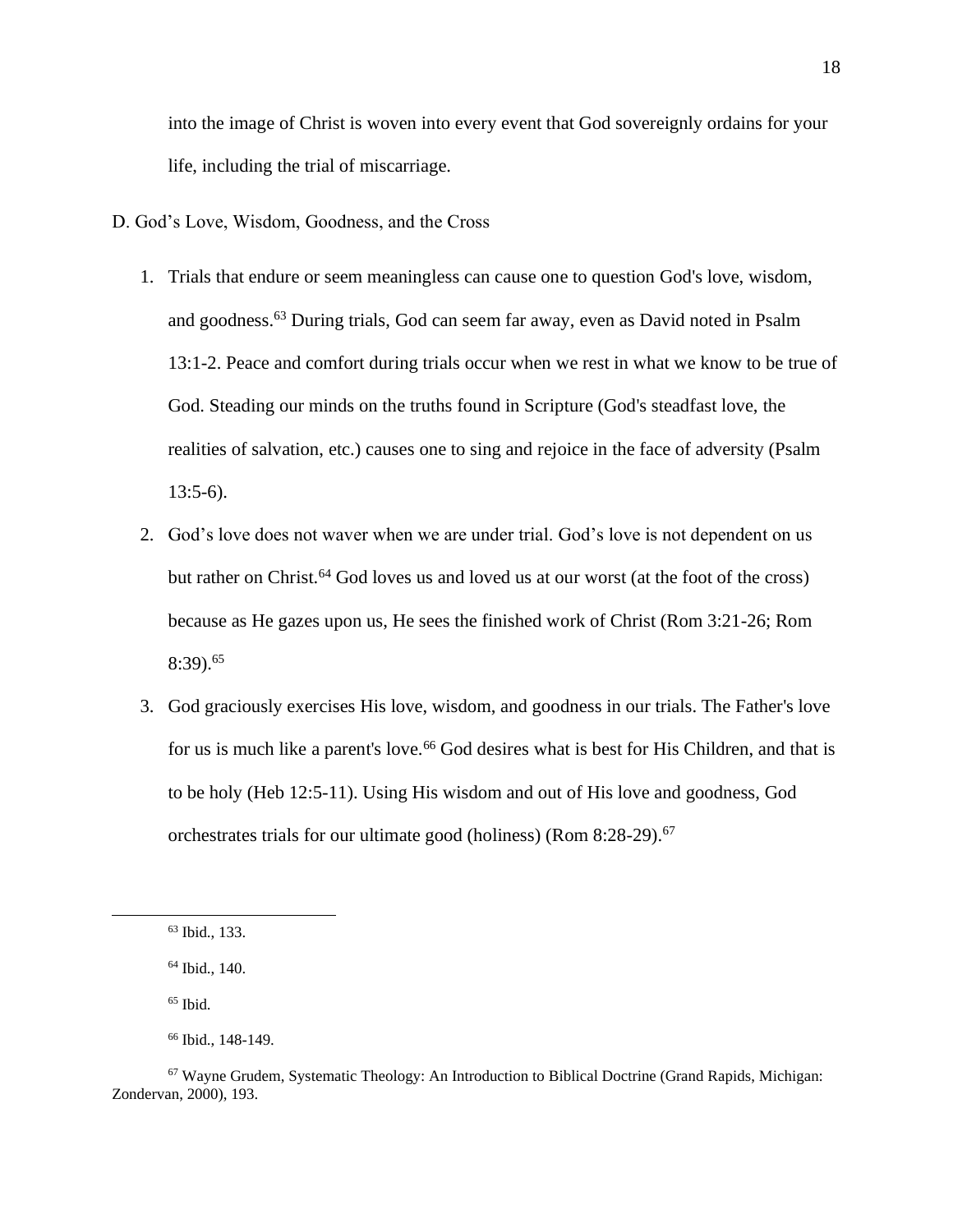into the image of Christ is woven into every event that God sovereignly ordains for your life, including the trial of miscarriage.

D. God's Love, Wisdom, Goodness, and the Cross

1. Trials that endure or seem meaningless can cause one to question God's love, wisdom, and goodness.[63] During trials, God can seem far away, even as David noted in Psalm 13:1-2. Peace and comfort during trials occur when we rest in what we know to be true of God. Steading our minds on the truths found in Scripture (God's steadfast love, the realities of salvation, etc.) causes one to sing and rejoice in the face of adversity (Psalm 13:5-6).
2. God's love does not waver when we are under trial. God's love is not dependent on us but rather on Christ.[64] God loves us and loved us at our worst (at the foot of the cross) because as He gazes upon us, He sees the finished work of Christ (Rom 3:21-26; Rom 8:39).[65]
3. God graciously exercises His love, wisdom, and goodness in our trials. The Father's love for us is much like a parent's love.[66] God desires what is best for His Children, and that is to be holy (Heb 12:5-11). Using His wisdom and out of His love and goodness, God orchestrates trials for our ultimate good (holiness) (Rom 8:28-29).[67]

---

[63] Ibid., 133.

[64] Ibid., 140.

[65] Ibid.

[66] Ibid., 148-149.

[67] Wayne Grudem, Systematic Theology: An Introduction to Biblical Doctrine (Grand Rapids, Michigan: Zondervan, 2000), 193.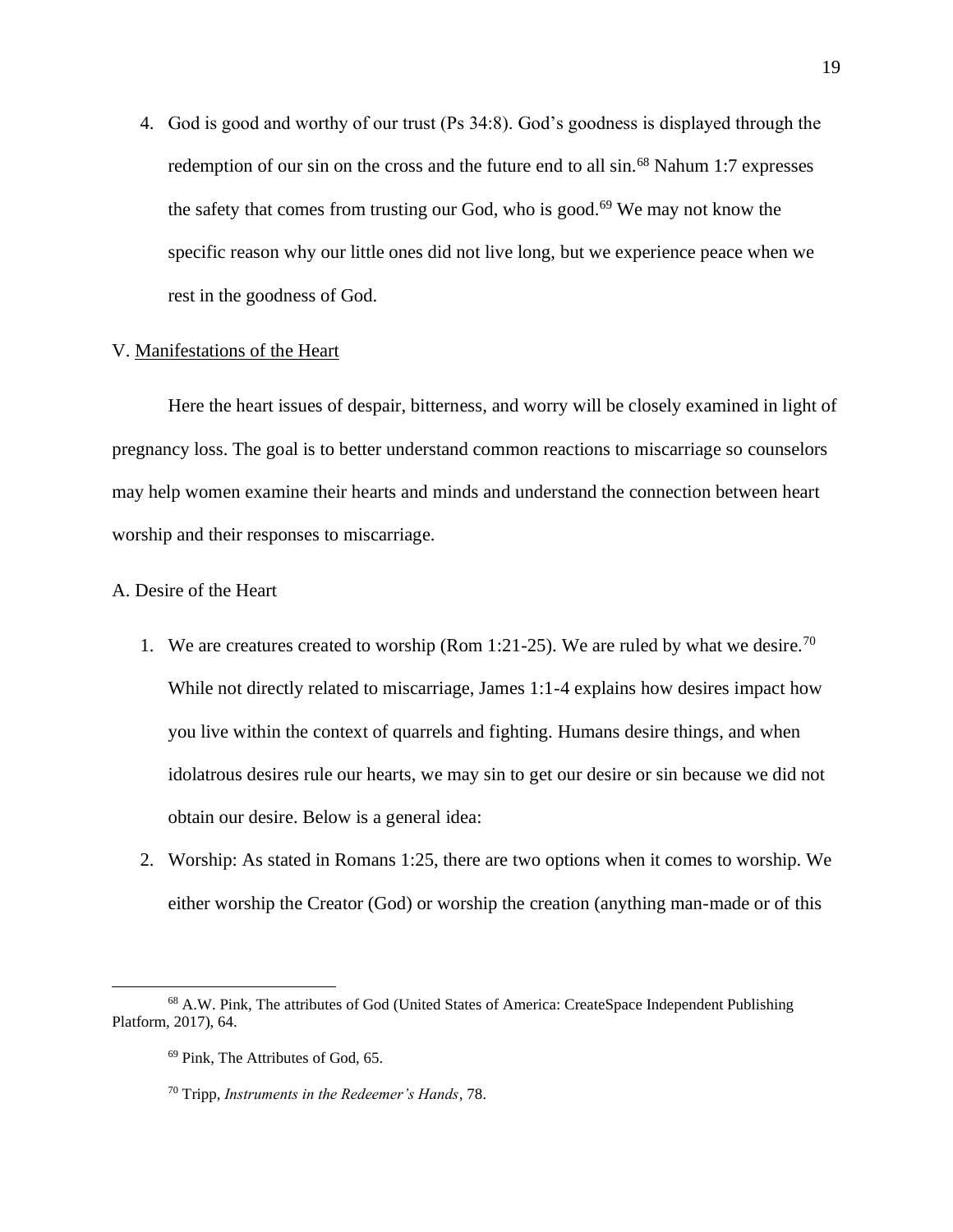4. God is good and worthy of our trust (Ps 34:8). God's goodness is displayed through the redemption of our sin on the cross and the future end to all sin.[68] Nahum 1:7 expresses the safety that comes from trusting our God, who is good.[69] We may not know the specific reason why our little ones did not live long, but we experience peace when we rest in the goodness of God.

V. Manifestations of the Heart

Here the heart issues of despair, bitterness, and worry will be closely examined in light of pregnancy loss. The goal is to better understand common reactions to miscarriage so counselors may help women examine their hearts and minds and understand the connection between heart worship and their responses to miscarriage.

A. Desire of the Heart

1. We are creatures created to worship (Rom 1:21-25). We are ruled by what we desire.[70] While not directly related to miscarriage, James 1:1-4 explains how desires impact how you live within the context of quarrels and fighting. Humans desire things, and when idolatrous desires rule our hearts, we may sin to get our desire or sin because we did not obtain our desire. Below is a general idea:
2. Worship: As stated in Romans 1:25, there are two options when it comes to worship. We either worship the Creator (God) or worship the creation (anything man-made or of this

---

[68] A.W. Pink, The attributes of God (United States of America: CreateSpace Independent Publishing Platform, 2017), 64.

[69] Pink, The Attributes of God, 65.

[70] Tripp, *Instruments in the Redeemer's Hands*, 78.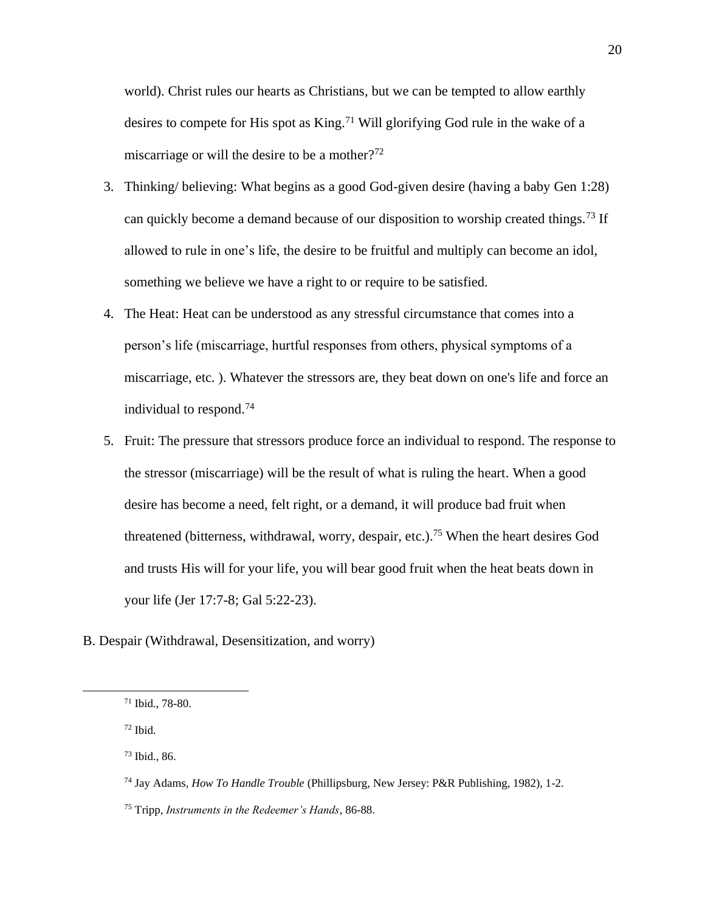world). Christ rules our hearts as Christians, but we can be tempted to allow earthly desires to compete for His spot as King.[71] Will glorifying God rule in the wake of a miscarriage or will the desire to be a mother?[72]

3. Thinking/ believing: What begins as a good God-given desire (having a baby Gen 1:28) can quickly become a demand because of our disposition to worship created things.[73] If allowed to rule in one's life, the desire to be fruitful and multiply can become an idol, something we believe we have a right to or require to be satisfied.
4. The Heat: Heat can be understood as any stressful circumstance that comes into a person's life (miscarriage, hurtful responses from others, physical symptoms of a miscarriage, etc. ). Whatever the stressors are, they beat down on one's life and force an individual to respond.[74]
5. Fruit: The pressure that stressors produce force an individual to respond. The response to the stressor (miscarriage) will be the result of what is ruling the heart. When a good desire has become a need, felt right, or a demand, it will produce bad fruit when threatened (bitterness, withdrawal, worry, despair, etc.).[75] When the heart desires God and trusts His will for your life, you will bear good fruit when the heat beats down in your life (Jer 17:7-8; Gal 5:22-23).

B. Despair (Withdrawal, Desensitization, and worry)

---

[71] Ibid., 78-80.

[72] Ibid.

[73] Ibid., 86.

[74] Jay Adams, *How To Handle Trouble* (Phillipsburg, New Jersey: P&R Publishing, 1982), 1-2.

[75] Tripp, *Instruments in the Redeemer's Hands*, 86-88.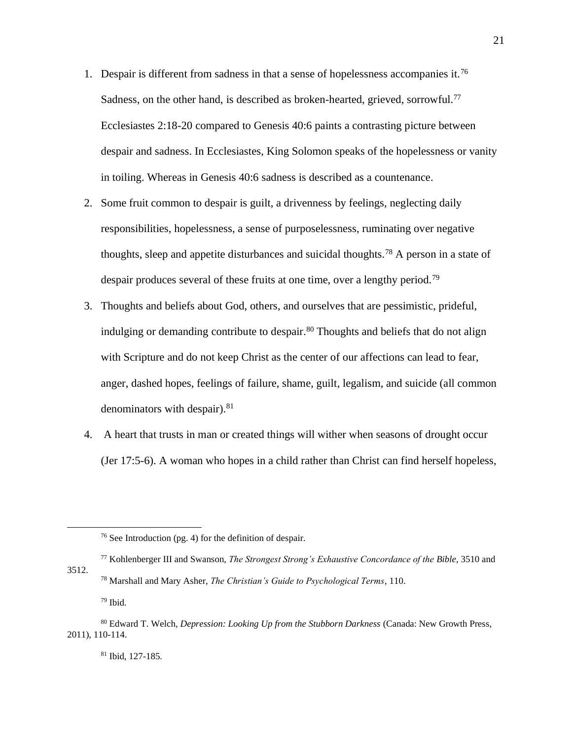1. Despair is different from sadness in that a sense of hopelessness accompanies it.[76] Sadness, on the other hand, is described as broken-hearted, grieved, sorrowful.[77] Ecclesiastes 2:18-20 compared to Genesis 40:6 paints a contrasting picture between despair and sadness. In Ecclesiastes, King Solomon speaks of the hopelessness or vanity in toiling. Whereas in Genesis 40:6 sadness is described as a countenance.
2. Some fruit common to despair is guilt, a drivenness by feelings, neglecting daily responsibilities, hopelessness, a sense of purposelessness, ruminating over negative thoughts, sleep and appetite disturbances and suicidal thoughts.[78] A person in a state of despair produces several of these fruits at one time, over a lengthy period.[79]
3. Thoughts and beliefs about God, others, and ourselves that are pessimistic, prideful, indulging or demanding contribute to despair.[80] Thoughts and beliefs that do not align with Scripture and do not keep Christ as the center of our affections can lead to fear, anger, dashed hopes, feelings of failure, shame, guilt, legalism, and suicide (all common denominators with despair).[81]
4. A heart that trusts in man or created things will wither when seasons of drought occur (Jer 17:5-6). A woman who hopes in a child rather than Christ can find herself hopeless,

---

[76] See Introduction (pg. 4) for the definition of despair.

[77] Kohlenberger III and Swanson, *The Strongest Strong's Exhaustive Concordance of the Bible*, 3510 and 3512.

[78] Marshall and Mary Asher, *The Christian's Guide to Psychological Terms*, 110.

[79] Ibid.

[80] Edward T. Welch, *Depression: Looking Up from the Stubborn Darkness* (Canada: New Growth Press, 2011), 110-114.

[81] Ibid, 127-185.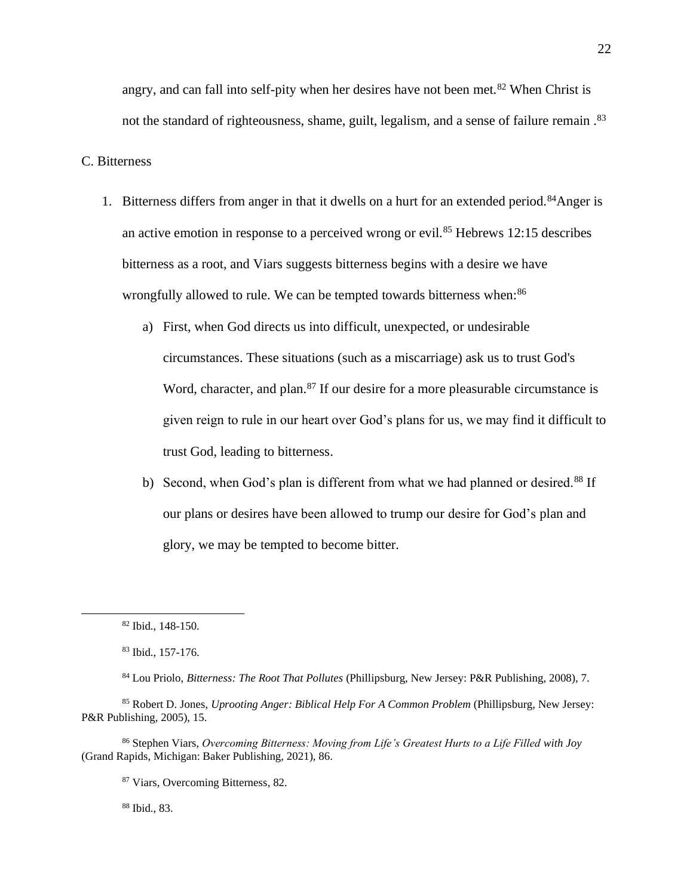angry, and can fall into self-pity when her desires have not been met.[82] When Christ is not the standard of righteousness, shame, guilt, legalism, and a sense of failure remain .[83]

C. Bitterness

1. Bitterness differs from anger in that it dwells on a hurt for an extended period.[84]Anger is an active emotion in response to a perceived wrong or evil.[85] Hebrews 12:15 describes bitterness as a root, and Viars suggests bitterness begins with a desire we have wrongfully allowed to rule. We can be tempted towards bitterness when:[86]

    a) First, when God directs us into difficult, unexpected, or undesirable circumstances. These situations (such as a miscarriage) ask us to trust God's Word, character, and plan.[87] If our desire for a more pleasurable circumstance is given reign to rule in our heart over God's plans for us, we may find it difficult to trust God, leading to bitterness.

    b) Second, when God's plan is different from what we had planned or desired.[88] If our plans or desires have been allowed to trump our desire for God's plan and glory, we may be tempted to become bitter.

---

[82] Ibid., 148-150.

[83] Ibid., 157-176.

[84] Lou Priolo, *Bitterness: The Root That Pollutes* (Phillipsburg, New Jersey: P&R Publishing, 2008), 7.

[85] Robert D. Jones, *Uprooting Anger: Biblical Help For A Common Problem* (Phillipsburg, New Jersey: P&R Publishing, 2005), 15.

[86] Stephen Viars, *Overcoming Bitterness: Moving from Life's Greatest Hurts to a Life Filled with Joy* (Grand Rapids, Michigan: Baker Publishing, 2021), 86.

[87] Viars, Overcoming Bitterness, 82.

[88] Ibid., 83.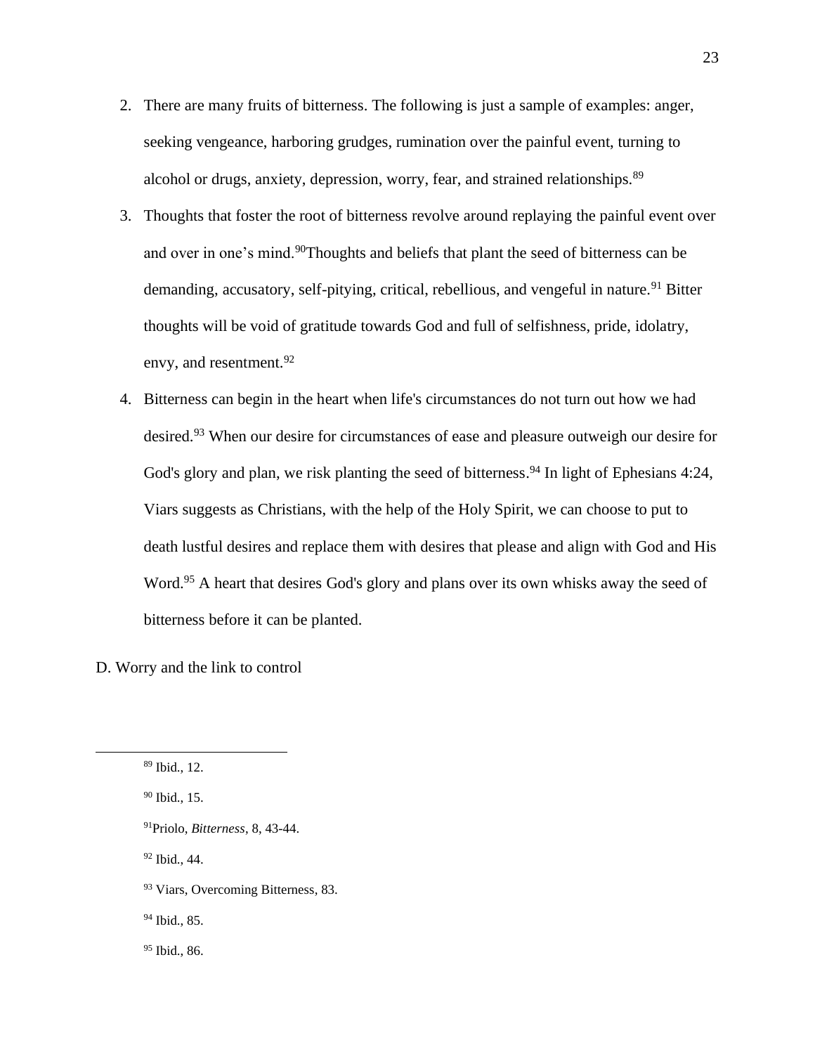2. There are many fruits of bitterness. The following is just a sample of examples: anger, seeking vengeance, harboring grudges, rumination over the painful event, turning to alcohol or drugs, anxiety, depression, worry, fear, and strained relationships.[89]
3. Thoughts that foster the root of bitterness revolve around replaying the painful event over and over in one's mind.[90]Thoughts and beliefs that plant the seed of bitterness can be demanding, accusatory, self-pitying, critical, rebellious, and vengeful in nature.[91] Bitter thoughts will be void of gratitude towards God and full of selfishness, pride, idolatry, envy, and resentment.[92]
4. Bitterness can begin in the heart when life's circumstances do not turn out how we had desired.[93] When our desire for circumstances of ease and pleasure outweigh our desire for God's glory and plan, we risk planting the seed of bitterness.[94] In light of Ephesians 4:24, Viars suggests as Christians, with the help of the Holy Spirit, we can choose to put to death lustful desires and replace them with desires that please and align with God and His Word.[95] A heart that desires God's glory and plans over its own whisks away the seed of bitterness before it can be planted.

D. Worry and the link to control

---

[89] Ibid., 12.

[90] Ibid., 15.

[91]Priolo, *Bitterness*, 8, 43-44.

[92] Ibid., 44.

[93] Viars, Overcoming Bitterness, 83.

[94] Ibid., 85.

[95] Ibid., 86.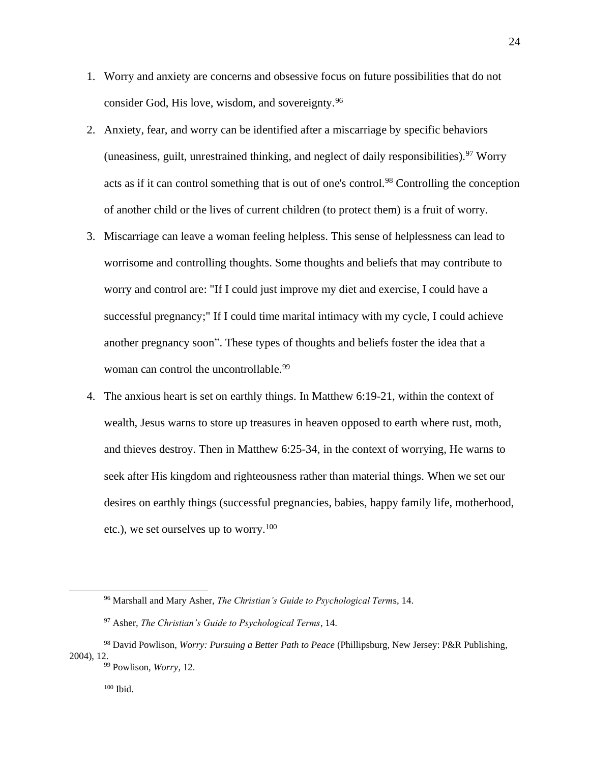1. Worry and anxiety are concerns and obsessive focus on future possibilities that do not consider God, His love, wisdom, and sovereignty.[96]
2. Anxiety, fear, and worry can be identified after a miscarriage by specific behaviors (uneasiness, guilt, unrestrained thinking, and neglect of daily responsibilities).[97] Worry acts as if it can control something that is out of one's control.[98] Controlling the conception of another child or the lives of current children (to protect them) is a fruit of worry.
3. Miscarriage can leave a woman feeling helpless. This sense of helplessness can lead to worrisome and controlling thoughts. Some thoughts and beliefs that may contribute to worry and control are: "If I could just improve my diet and exercise, I could have a successful pregnancy;" If I could time marital intimacy with my cycle, I could achieve another pregnancy soon". These types of thoughts and beliefs foster the idea that a woman can control the uncontrollable.[99]
4. The anxious heart is set on earthly things. In Matthew 6:19-21, within the context of wealth, Jesus warns to store up treasures in heaven opposed to earth where rust, moth, and thieves destroy. Then in Matthew 6:25-34, in the context of worrying, He warns to seek after His kingdom and righteousness rather than material things. When we set our desires on earthly things (successful pregnancies, babies, happy family life, motherhood, etc.), we set ourselves up to worry.[100]

---

[96] Marshall and Mary Asher, *The Christian's Guide to Psychological Term*s, 14.

[97] Asher, *The Christian's Guide to Psychological Terms*, 14.

[98] David Powlison, *Worry: Pursuing a Better Path to Peace* (Phillipsburg, New Jersey: P&R Publishing, 2004), 12.

[99] Powlison, *Worry*, 12.

[100] Ibid.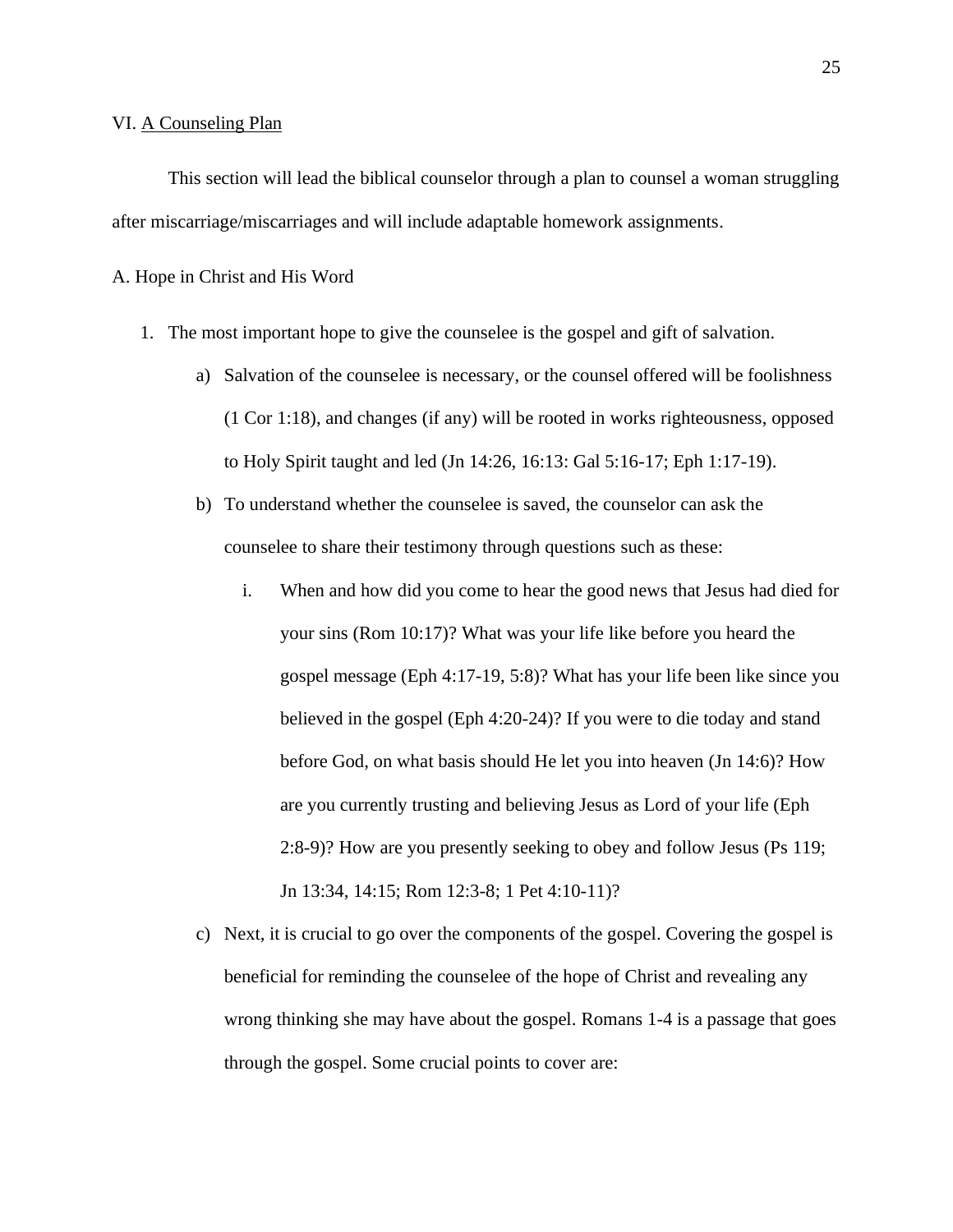## VI. A Counseling Plan

This section will lead the biblical counselor through a plan to counsel a woman struggling after miscarriage/miscarriages and will include adaptable homework assignments.

### A. Hope in Christ and His Word

1. The most important hope to give the counselee is the gospel and gift of salvation.
   a) Salvation of the counselee is necessary, or the counsel offered will be foolishness (1 Cor 1:18), and changes (if any) will be rooted in works righteousness, opposed to Holy Spirit taught and led (Jn 14:26, 16:13: Gal 5:16-17; Eph 1:17-19).
   b) To understand whether the counselee is saved, the counselor can ask the counselee to share their testimony through questions such as these:
      i. When and how did you come to hear the good news that Jesus had died for your sins (Rom 10:17)? What was your life like before you heard the gospel message (Eph 4:17-19, 5:8)? What has your life been like since you believed in the gospel (Eph 4:20-24)? If you were to die today and stand before God, on what basis should He let you into heaven (Jn 14:6)? How are you currently trusting and believing Jesus as Lord of your life (Eph 2:8-9)? How are you presently seeking to obey and follow Jesus (Ps 119; Jn 13:34, 14:15; Rom 12:3-8; 1 Pet 4:10-11)?
   c) Next, it is crucial to go over the components of the gospel. Covering the gospel is beneficial for reminding the counselee of the hope of Christ and revealing any wrong thinking she may have about the gospel. Romans 1-4 is a passage that goes through the gospel. Some crucial points to cover are: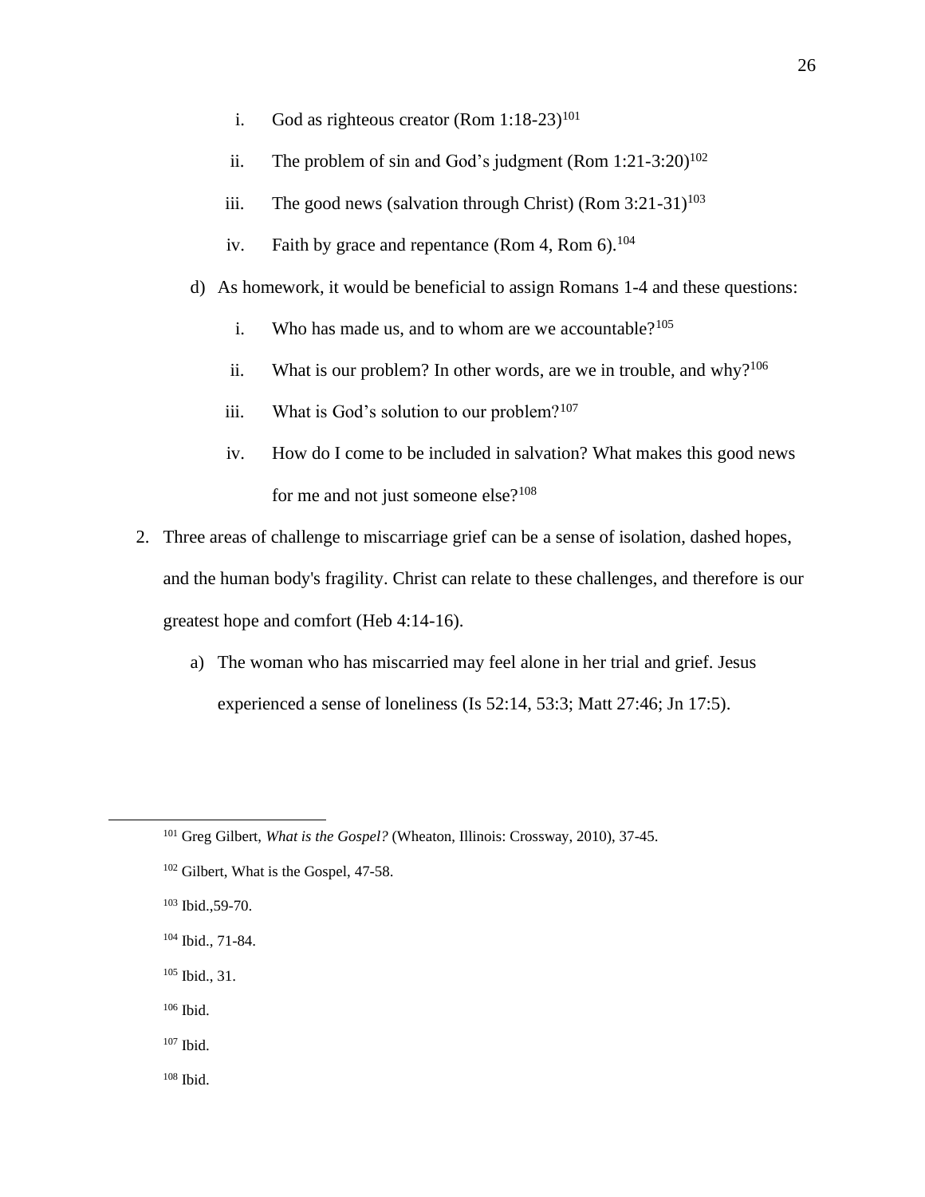i. God as righteous creator (Rom 1:18-23)[101]

   ii. The problem of sin and God's judgment (Rom 1:21-3:20)[102]

   iii. The good news (salvation through Christ) (Rom 3:21-31)[103]

   iv. Faith by grace and repentance (Rom 4, Rom 6).[104]

 d) As homework, it would be beneficial to assign Romans 1-4 and these questions:

   i. Who has made us, and to whom are we accountable?[105]

   ii. What is our problem? In other words, are we in trouble, and why?[106]

   iii. What is God's solution to our problem?[107]

   iv. How do I come to be included in salvation? What makes this good news for me and not just someone else?[108]

2. Three areas of challenge to miscarriage grief can be a sense of isolation, dashed hopes, and the human body's fragility. Christ can relate to these challenges, and therefore is our greatest hope and comfort (Heb 4:14-16).

 a) The woman who has miscarried may feel alone in her trial and grief. Jesus experienced a sense of loneliness (Is 52:14, 53:3; Matt 27:46; Jn 17:5).

---

[101] Greg Gilbert, *What is the Gospel?* (Wheaton, Illinois: Crossway, 2010), 37-45.

[102] Gilbert, What is the Gospel, 47-58.

[103] Ibid.,59-70.

[104] Ibid., 71-84.

[105] Ibid., 31.

[106] Ibid.

[107] Ibid.

[108] Ibid.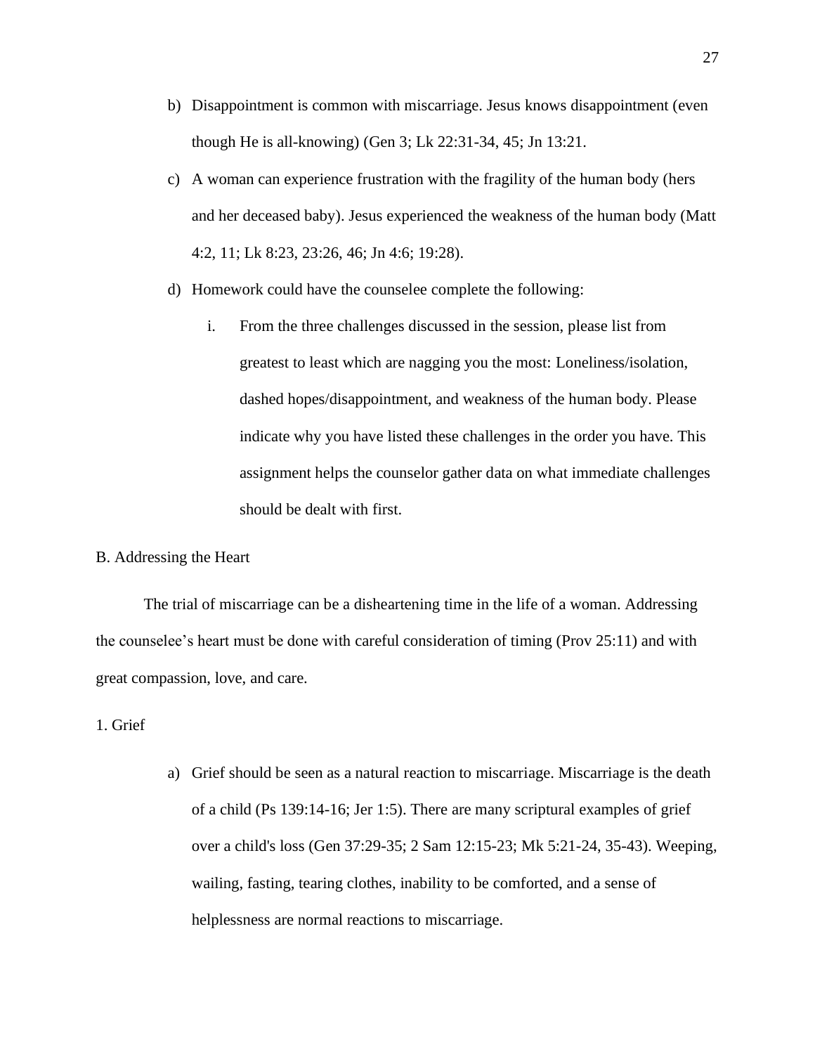b) Disappointment is common with miscarriage. Jesus knows disappointment (even though He is all-knowing) (Gen 3; Lk 22:31-34, 45; Jn 13:21.

c) A woman can experience frustration with the fragility of the human body (hers and her deceased baby). Jesus experienced the weakness of the human body (Matt 4:2, 11; Lk 8:23, 23:26, 46; Jn 4:6; 19:28).

d) Homework could have the counselee complete the following:

   i. From the three challenges discussed in the session, please list from greatest to least which are nagging you the most: Loneliness/isolation, dashed hopes/disappointment, and weakness of the human body. Please indicate why you have listed these challenges in the order you have. This assignment helps the counselor gather data on what immediate challenges should be dealt with first.

B. Addressing the Heart

The trial of miscarriage can be a disheartening time in the life of a woman. Addressing the counselee's heart must be done with careful consideration of timing (Prov 25:11) and with great compassion, love, and care.

1. Grief

a) Grief should be seen as a natural reaction to miscarriage. Miscarriage is the death of a child (Ps 139:14-16; Jer 1:5). There are many scriptural examples of grief over a child's loss (Gen 37:29-35; 2 Sam 12:15-23; Mk 5:21-24, 35-43). Weeping, wailing, fasting, tearing clothes, inability to be comforted, and a sense of helplessness are normal reactions to miscarriage.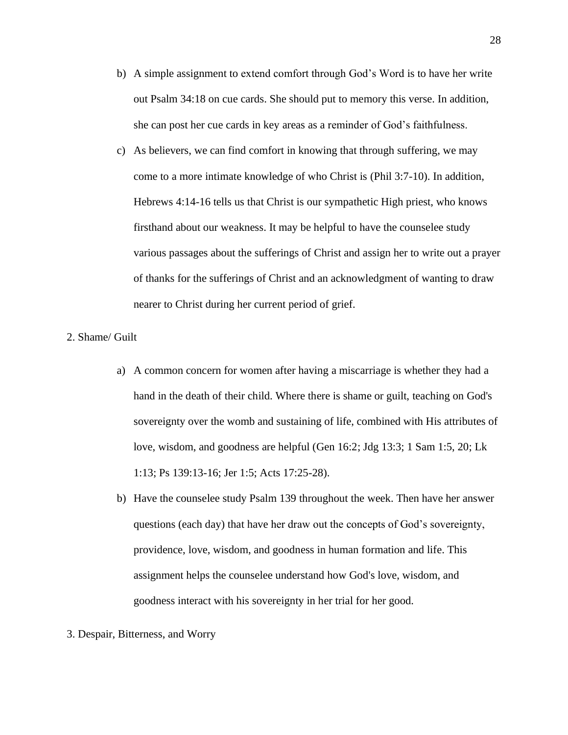b) A simple assignment to extend comfort through God's Word is to have her write out Psalm 34:18 on cue cards. She should put to memory this verse. In addition, she can post her cue cards in key areas as a reminder of God's faithfulness.

c) As believers, we can find comfort in knowing that through suffering, we may come to a more intimate knowledge of who Christ is (Phil 3:7-10). In addition, Hebrews 4:14-16 tells us that Christ is our sympathetic High priest, who knows firsthand about our weakness. It may be helpful to have the counselee study various passages about the sufferings of Christ and assign her to write out a prayer of thanks for the sufferings of Christ and an acknowledgment of wanting to draw nearer to Christ during her current period of grief.

2. Shame/ Guilt

a) A common concern for women after having a miscarriage is whether they had a hand in the death of their child. Where there is shame or guilt, teaching on God's sovereignty over the womb and sustaining of life, combined with His attributes of love, wisdom, and goodness are helpful (Gen 16:2; Jdg 13:3; 1 Sam 1:5, 20; Lk 1:13; Ps 139:13-16; Jer 1:5; Acts 17:25-28).

b) Have the counselee study Psalm 139 throughout the week. Then have her answer questions (each day) that have her draw out the concepts of God's sovereignty, providence, love, wisdom, and goodness in human formation and life. This assignment helps the counselee understand how God's love, wisdom, and goodness interact with his sovereignty in her trial for her good.

3. Despair, Bitterness, and Worry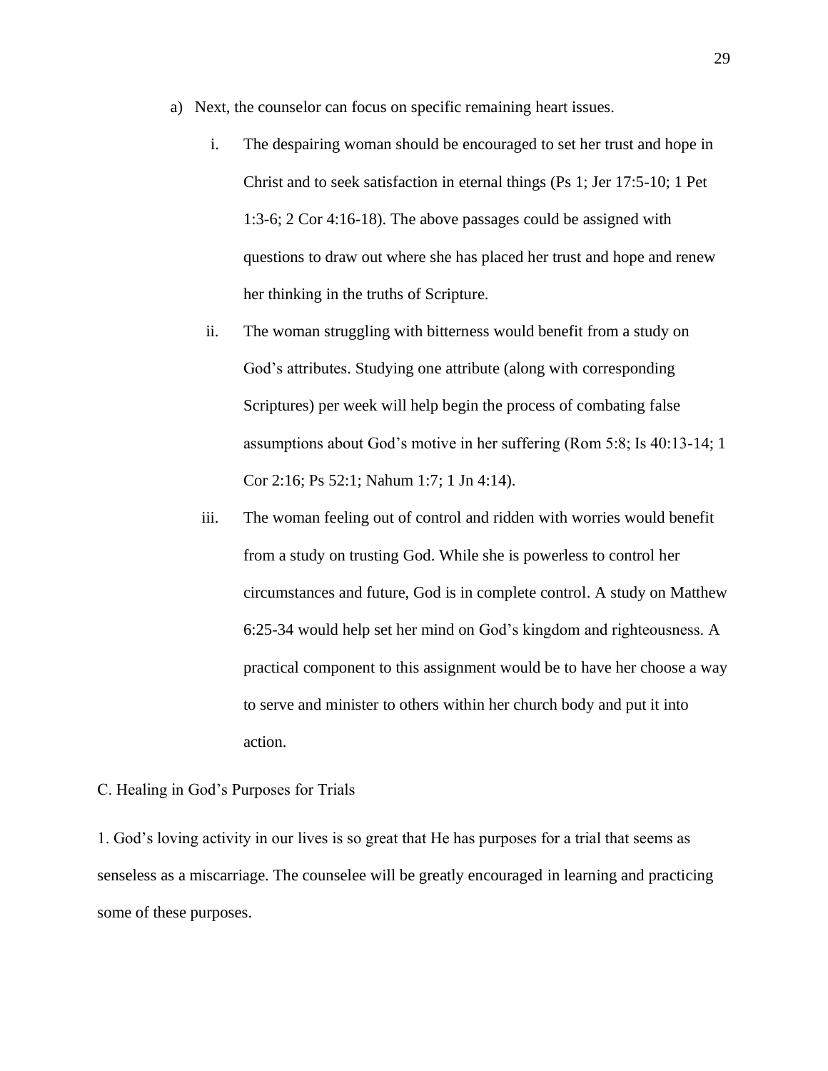a) Next, the counselor can focus on specific remaining heart issues.

    i. The despairing woman should be encouraged to set her trust and hope in Christ and to seek satisfaction in eternal things (Ps 1; Jer 17:5-10; 1 Pet 1:3-6; 2 Cor 4:16-18). The above passages could be assigned with questions to draw out where she has placed her trust and hope and renew her thinking in the truths of Scripture.

    ii. The woman struggling with bitterness would benefit from a study on God's attributes. Studying one attribute (along with corresponding Scriptures) per week will help begin the process of combating false assumptions about God's motive in her suffering (Rom 5:8; Is 40:13-14; 1 Cor 2:16; Ps 52:1; Nahum 1:7; 1 Jn 4:14).

    iii. The woman feeling out of control and ridden with worries would benefit from a study on trusting God. While she is powerless to control her circumstances and future, God is in complete control. A study on Matthew 6:25-34 would help set her mind on God's kingdom and righteousness. A practical component to this assignment would be to have her choose a way to serve and minister to others within her church body and put it into action.

C. Healing in God's Purposes for Trials

1. God's loving activity in our lives is so great that He has purposes for a trial that seems as senseless as a miscarriage. The counselee will be greatly encouraged in learning and practicing some of these purposes.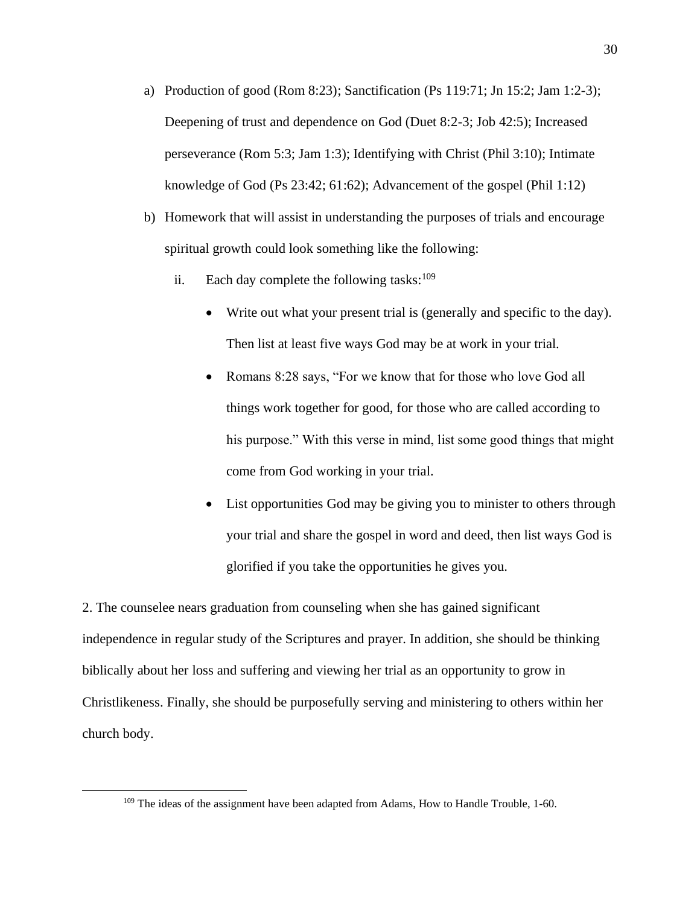a) Production of good (Rom 8:23); Sanctification (Ps 119:71; Jn 15:2; Jam 1:2-3); Deepening of trust and dependence on God (Duet 8:2-3; Job 42:5); Increased perseverance (Rom 5:3; Jam 1:3); Identifying with Christ (Phil 3:10); Intimate knowledge of God (Ps 23:42; 61:62); Advancement of the gospel (Phil 1:12)

b) Homework that will assist in understanding the purposes of trials and encourage spiritual growth could look something like the following:

   ii. Each day complete the following tasks:[109]

      - Write out what your present trial is (generally and specific to the day). Then list at least five ways God may be at work in your trial.
      - Romans 8:28 says, "For we know that for those who love God all things work together for good, for those who are called according to his purpose." With this verse in mind, list some good things that might come from God working in your trial.
      - List opportunities God may be giving you to minister to others through your trial and share the gospel in word and deed, then list ways God is glorified if you take the opportunities he gives you.

2. The counselee nears graduation from counseling when she has gained significant independence in regular study of the Scriptures and prayer. In addition, she should be thinking biblically about her loss and suffering and viewing her trial as an opportunity to grow in Christlikeness. Finally, she should be purposefully serving and ministering to others within her church body.

---

[109] The ideas of the assignment have been adapted from Adams, How to Handle Trouble, 1-60.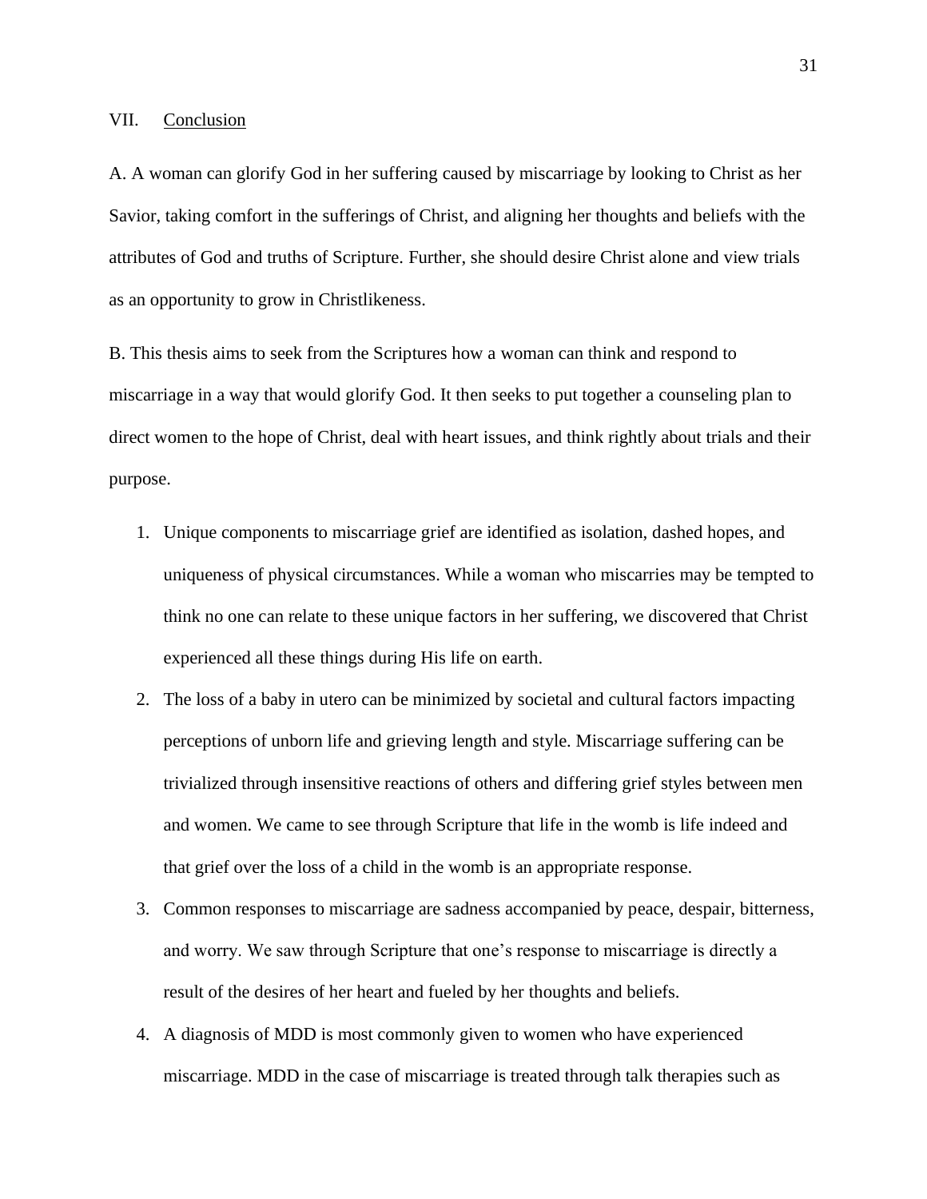## VII. Conclusion

A. A woman can glorify God in her suffering caused by miscarriage by looking to Christ as her Savior, taking comfort in the sufferings of Christ, and aligning her thoughts and beliefs with the attributes of God and truths of Scripture. Further, she should desire Christ alone and view trials as an opportunity to grow in Christlikeness.

B. This thesis aims to seek from the Scriptures how a woman can think and respond to miscarriage in a way that would glorify God. It then seeks to put together a counseling plan to direct women to the hope of Christ, deal with heart issues, and think rightly about trials and their purpose.

1. Unique components to miscarriage grief are identified as isolation, dashed hopes, and uniqueness of physical circumstances. While a woman who miscarries may be tempted to think no one can relate to these unique factors in her suffering, we discovered that Christ experienced all these things during His life on earth.
2. The loss of a baby in utero can be minimized by societal and cultural factors impacting perceptions of unborn life and grieving length and style. Miscarriage suffering can be trivialized through insensitive reactions of others and differing grief styles between men and women. We came to see through Scripture that life in the womb is life indeed and that grief over the loss of a child in the womb is an appropriate response.
3. Common responses to miscarriage are sadness accompanied by peace, despair, bitterness, and worry. We saw through Scripture that one's response to miscarriage is directly a result of the desires of her heart and fueled by her thoughts and beliefs.
4. A diagnosis of MDD is most commonly given to women who have experienced miscarriage. MDD in the case of miscarriage is treated through talk therapies such as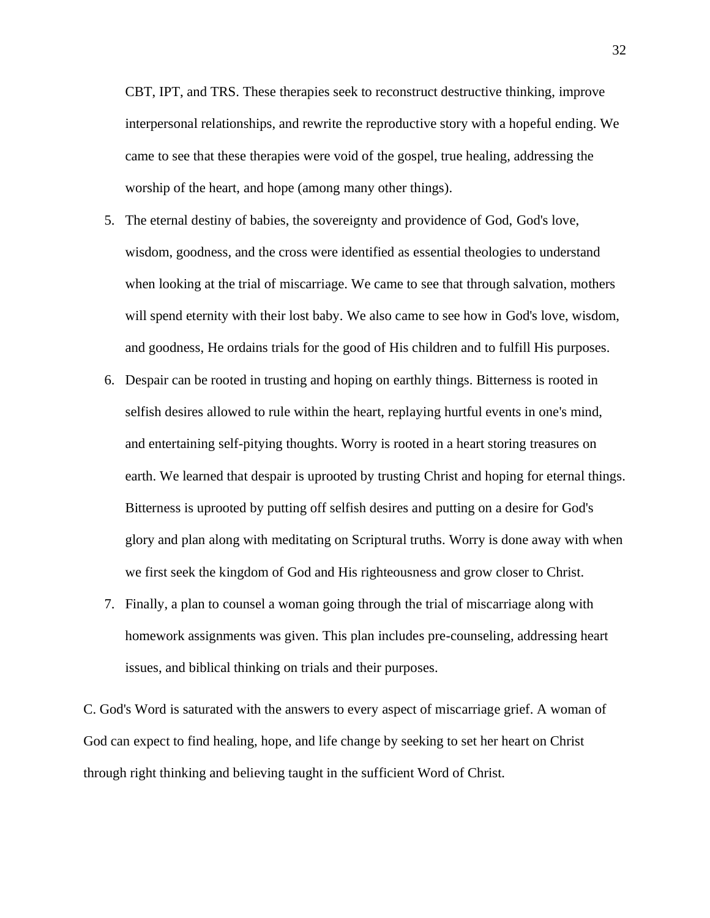CBT, IPT, and TRS. These therapies seek to reconstruct destructive thinking, improve interpersonal relationships, and rewrite the reproductive story with a hopeful ending. We came to see that these therapies were void of the gospel, true healing, addressing the worship of the heart, and hope (among many other things).

5. The eternal destiny of babies, the sovereignty and providence of God, God's love, wisdom, goodness, and the cross were identified as essential theologies to understand when looking at the trial of miscarriage. We came to see that through salvation, mothers will spend eternity with their lost baby. We also came to see how in God's love, wisdom, and goodness, He ordains trials for the good of His children and to fulfill His purposes.
6. Despair can be rooted in trusting and hoping on earthly things. Bitterness is rooted in selfish desires allowed to rule within the heart, replaying hurtful events in one's mind, and entertaining self-pitying thoughts. Worry is rooted in a heart storing treasures on earth. We learned that despair is uprooted by trusting Christ and hoping for eternal things. Bitterness is uprooted by putting off selfish desires and putting on a desire for God's glory and plan along with meditating on Scriptural truths. Worry is done away with when we first seek the kingdom of God and His righteousness and grow closer to Christ.
7. Finally, a plan to counsel a woman going through the trial of miscarriage along with homework assignments was given. This plan includes pre-counseling, addressing heart issues, and biblical thinking on trials and their purposes.

C. God's Word is saturated with the answers to every aspect of miscarriage grief. A woman of God can expect to find healing, hope, and life change by seeking to set her heart on Christ through right thinking and believing taught in the sufficient Word of Christ.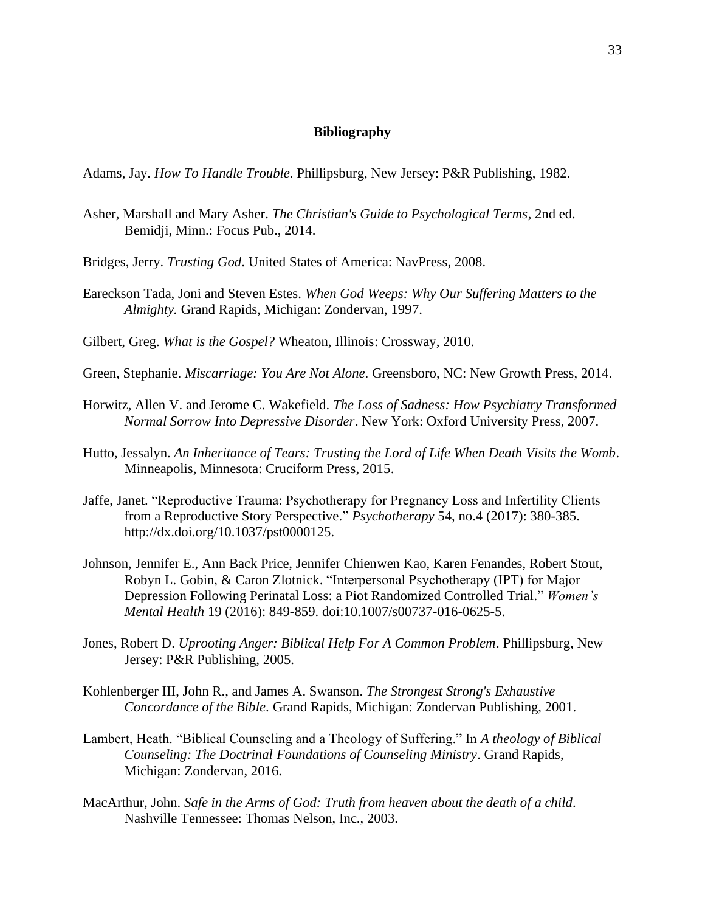## Bibliography

Adams, Jay. *How To Handle Trouble*. Phillipsburg, New Jersey: P&R Publishing, 1982.

Asher, Marshall and Mary Asher. *The Christian's Guide to Psychological Terms*, 2nd ed. Bemidji, Minn.: Focus Pub., 2014.

Bridges, Jerry. *Trusting God*. United States of America: NavPress, 2008.

Eareckson Tada, Joni and Steven Estes. *When God Weeps: Why Our Suffering Matters to the Almighty.* Grand Rapids, Michigan: Zondervan, 1997.

Gilbert, Greg. *What is the Gospel?* Wheaton, Illinois: Crossway, 2010.

Green, Stephanie. *Miscarriage: You Are Not Alone*. Greensboro, NC: New Growth Press, 2014.

Horwitz, Allen V. and Jerome C. Wakefield. *The Loss of Sadness: How Psychiatry Transformed Normal Sorrow Into Depressive Disorder*. New York: Oxford University Press, 2007.

Hutto, Jessalyn. *An Inheritance of Tears: Trusting the Lord of Life When Death Visits the Womb*. Minneapolis, Minnesota: Cruciform Press, 2015.

Jaffe, Janet. "Reproductive Trauma: Psychotherapy for Pregnancy Loss and Infertility Clients from a Reproductive Story Perspective." *Psychotherapy* 54, no.4 (2017): 380-385. http://dx.doi.org/10.1037/pst0000125.

Johnson, Jennifer E., Ann Back Price, Jennifer Chienwen Kao, Karen Fenandes, Robert Stout, Robyn L. Gobin, & Caron Zlotnick. "Interpersonal Psychotherapy (IPT) for Major Depression Following Perinatal Loss: a Piot Randomized Controlled Trial." *Women's Mental Health* 19 (2016): 849-859. doi:10.1007/s00737-016-0625-5.

Jones, Robert D. *Uprooting Anger: Biblical Help For A Common Problem*. Phillipsburg, New Jersey: P&R Publishing, 2005.

Kohlenberger III, John R., and James A. Swanson. *The Strongest Strong's Exhaustive Concordance of the Bible*. Grand Rapids, Michigan: Zondervan Publishing, 2001.

Lambert, Heath. "Biblical Counseling and a Theology of Suffering." In *A theology of Biblical Counseling: The Doctrinal Foundations of Counseling Ministry*. Grand Rapids, Michigan: Zondervan, 2016.

MacArthur, John. *Safe in the Arms of God: Truth from heaven about the death of a child*. Nashville Tennessee: Thomas Nelson, Inc., 2003.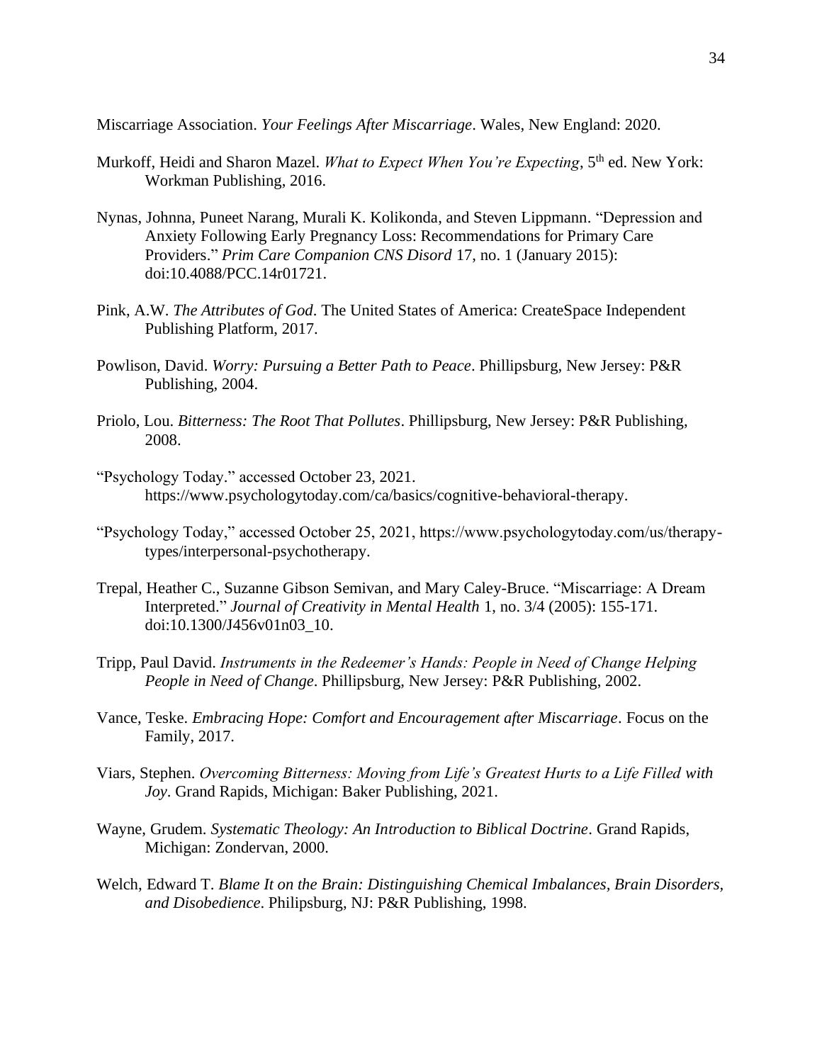Miscarriage Association. *Your Feelings After Miscarriage*. Wales, New England: 2020.

Murkoff, Heidi and Sharon Mazel. *What to Expect When You're Expecting*, 5th ed. New York: Workman Publishing, 2016.

Nynas, Johnna, Puneet Narang, Murali K. Kolikonda, and Steven Lippmann. "Depression and Anxiety Following Early Pregnancy Loss: Recommendations for Primary Care Providers." *Prim Care Companion CNS Disord* 17, no. 1 (January 2015): doi:10.4088/PCC.14r01721.

Pink, A.W. *The Attributes of God*. The United States of America: CreateSpace Independent Publishing Platform, 2017.

Powlison, David. *Worry: Pursuing a Better Path to Peace*. Phillipsburg, New Jersey: P&R Publishing, 2004.

Priolo, Lou. *Bitterness: The Root That Pollutes*. Phillipsburg, New Jersey: P&R Publishing, 2008.

"Psychology Today." accessed October 23, 2021. https://www.psychologytoday.com/ca/basics/cognitive-behavioral-therapy.

"Psychology Today," accessed October 25, 2021, https://www.psychologytoday.com/us/therapy-types/interpersonal-psychotherapy.

Trepal, Heather C., Suzanne Gibson Semivan, and Mary Caley-Bruce. "Miscarriage: A Dream Interpreted." *Journal of Creativity in Mental Health* 1, no. 3/4 (2005): 155-171. doi:10.1300/J456v01n03_10.

Tripp, Paul David. *Instruments in the Redeemer's Hands: People in Need of Change Helping People in Need of Change*. Phillipsburg, New Jersey: P&R Publishing, 2002.

Vance, Teske. *Embracing Hope: Comfort and Encouragement after Miscarriage*. Focus on the Family, 2017.

Viars, Stephen. *Overcoming Bitterness: Moving from Life's Greatest Hurts to a Life Filled with Joy*. Grand Rapids, Michigan: Baker Publishing, 2021.

Wayne, Grudem. *Systematic Theology: An Introduction to Biblical Doctrine*. Grand Rapids, Michigan: Zondervan, 2000.

Welch, Edward T. *Blame It on the Brain: Distinguishing Chemical Imbalances, Brain Disorders, and Disobedience*. Philipsburg, NJ: P&R Publishing, 1998.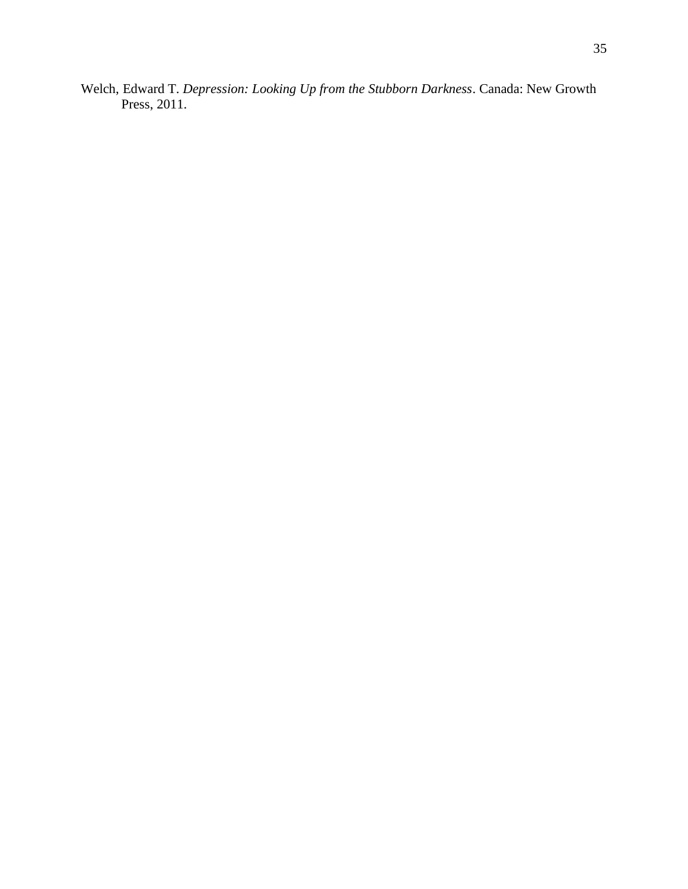Welch, Edward T. *Depression: Looking Up from the Stubborn Darkness*. Canada: New Growth Press, 2011.